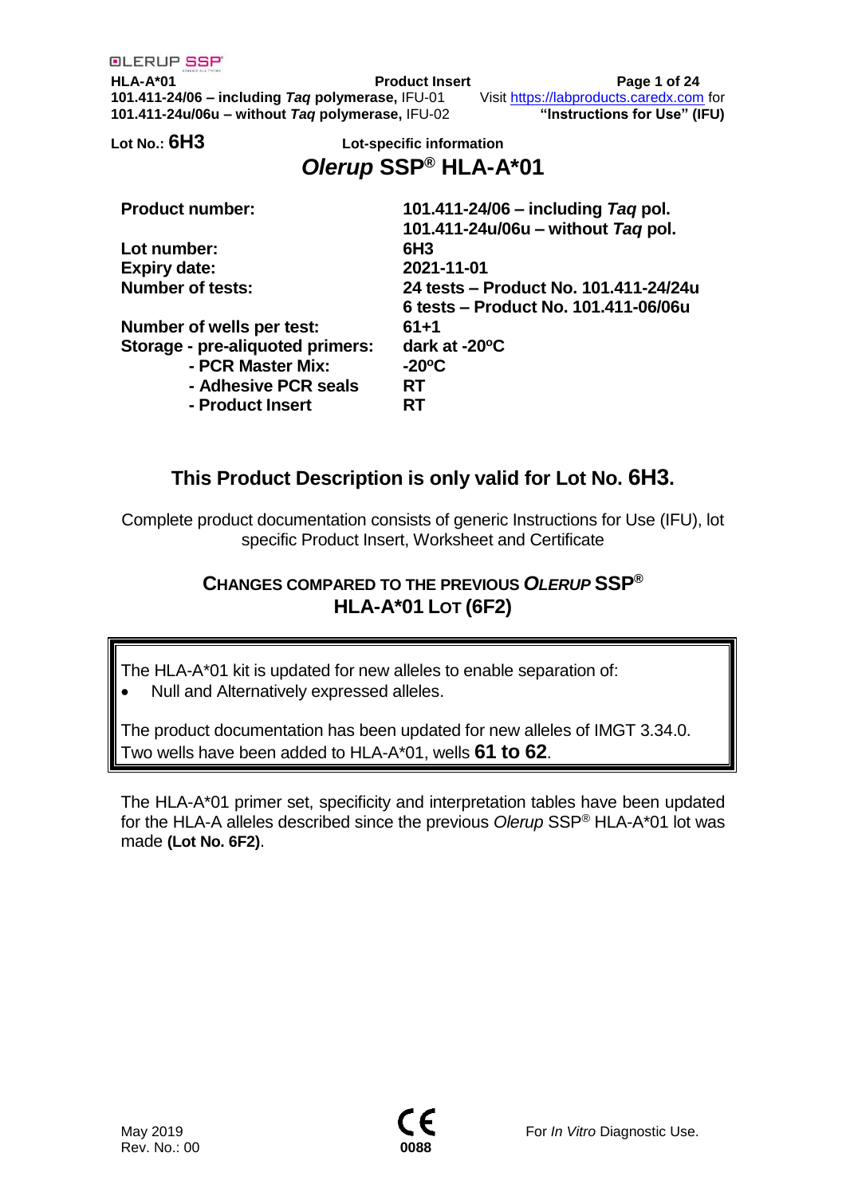Lot No.: **6H3**

**Lot-specific information**

# *Olerup* SSP® HLA-A*01

| | |
|---|---|
| **Product number:** | **101.411-24/06 – including *Taq* pol.** <br> **101.411-24u/06u – without *Taq* pol.** |
| **Lot number:** | **6H3** |
| **Expiry date:** | **2021-11-01** |
| **Number of tests:** | **24 tests – Product No. 101.411-24/24u** <br> **6 tests – Product No. 101.411-06/06u** |
| **Number of wells per test:** | **61+1** |
| **Storage - pre-aliquoted primers:** | **dark at -20ºC** |
| **- PCR Master Mix:** | **-20ºC** |
| **- Adhesive PCR seals** | **RT** |
| **- Product Insert** | **RT** |

## This Product Description is only valid for Lot No. 6H3.

Complete product documentation consists of generic Instructions for Use (IFU), lot specific Product Insert, Worksheet and Certificate

### CHANGES COMPARED TO THE PREVIOUS *OLERUP* SSP® HLA-A*01 LOT (6F2)

The HLA-A*01 kit is updated for new alleles to enable separation of:

- Null and Alternatively expressed alleles.

The product documentation has been updated for new alleles of IMGT 3.34.0. Two wells have been added to HLA-A*01, wells **61 to 62**.

The HLA-A*01 primer set, specificity and interpretation tables have been updated for the HLA-A alleles described since the previous *Olerup* SSP® HLA-A*01 lot was made **(Lot No. 6F2)**.

May 2019
Rev. No.: 00

CE 0088

For *In Vitro* Diagnostic Use.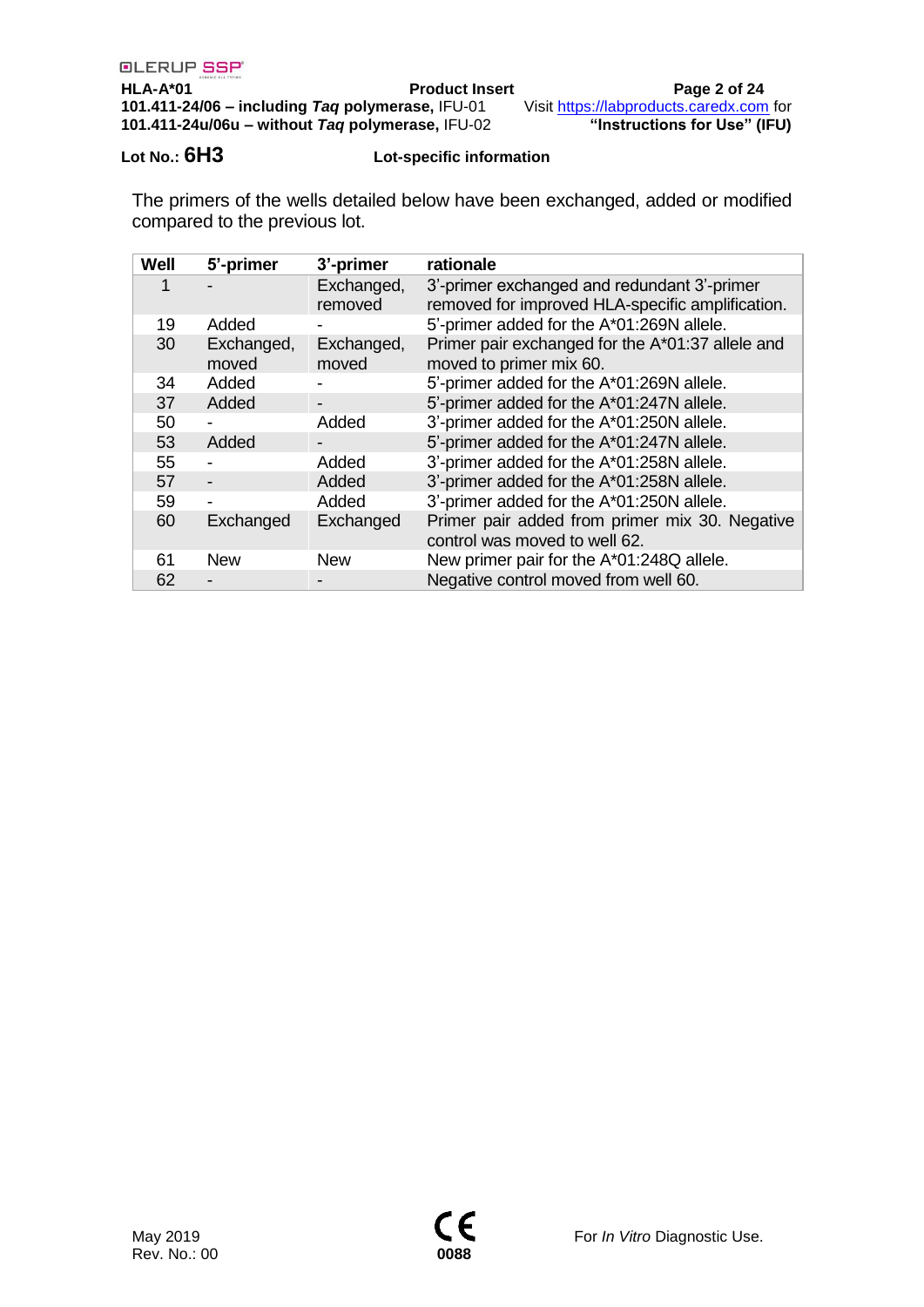**Lot No.: 6H3** **Lot-specific information**

The primers of the wells detailed below have been exchanged, added or modified compared to the previous lot.

| Well | 5'-primer | 3'-primer | rationale |
|---|---|---|---|
| 1 | - | Exchanged, removed | 3'-primer exchanged and redundant 3'-primer removed for improved HLA-specific amplification. |
| 19 | Added | - | 5'-primer added for the A*01:269N allele. |
| 30 | Exchanged, moved | Exchanged, moved | Primer pair exchanged for the A*01:37 allele and moved to primer mix 60. |
| 34 | Added | - | 5'-primer added for the A*01:269N allele. |
| 37 | Added | - | 5'-primer added for the A*01:247N allele. |
| 50 | - | Added | 3'-primer added for the A*01:250N allele. |
| 53 | Added | - | 5'-primer added for the A*01:247N allele. |
| 55 | - | Added | 3'-primer added for the A*01:258N allele. |
| 57 | - | Added | 3'-primer added for the A*01:258N allele. |
| 59 | - | Added | 3'-primer added for the A*01:250N allele. |
| 60 | Exchanged | Exchanged | Primer pair added from primer mix 30. Negative control was moved to well 62. |
| 61 | New | New | New primer pair for the A*01:248Q allele. |
| 62 | - | - | Negative control moved from well 60. |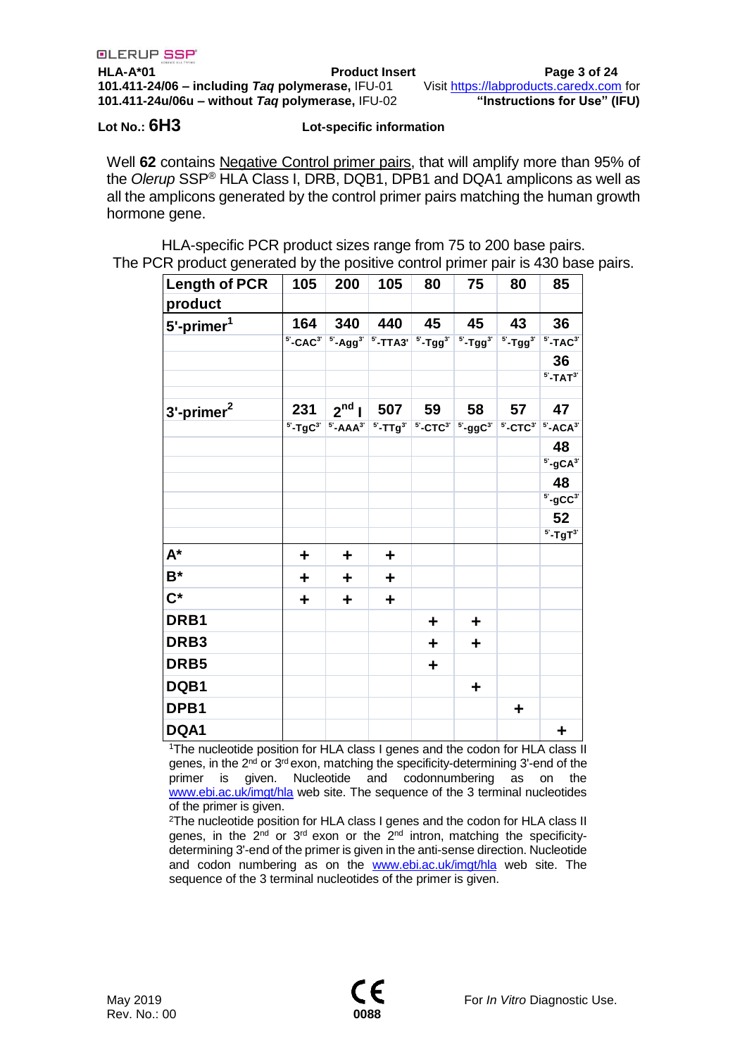Lot No.: **6H3** **Lot-specific information**

Well **62** contains Negative Control primer pairs, that will amplify more than 95% of the *Olerup* SSP® HLA Class I, DRB, DQB1, DPB1 and DQA1 amplicons as well as all the amplicons generated by the control primer pairs matching the human growth hormone gene.

HLA-specific PCR product sizes range from 75 to 200 base pairs.
The PCR product generated by the positive control primer pair is 430 base pairs.

| Length of PCR product | 105 | 200 | 105 | 80 | 75 | 80 | 85 |
|---|---|---|---|---|---|---|---|
| 5'-primer[1] | 164 | 340 | 440 | 45 | 45 | 43 | 36 |
| | 5'-CAC3' | 5'-Agg3' | 5'-TTA3' | 5'-Tgg3' | 5'-Tgg3' | 5'-Tgg3' | 5'-TAC3' |
| | | | | | | | 36 |
| | | | | | | | 5'-TAT3' |
| 3'-primer[2] | 231 | 2nd I | 507 | 59 | 58 | 57 | 47 |
| | 5'-TgC3' | 5'-AAA3' | 5'-TTg3' | 5'-CTC3' | 5'-ggC3' | 5'-CTC3' | 5'-ACA3' |
| | | | | | | | 48 |
| | | | | | | | 5'-gCA3' |
| | | | | | | | 48 |
| | | | | | | | 5'-gCC3' |
| | | | | | | | 52 |
| | | | | | | | 5'-TgT3' |
| A* | + | + | + | | | | |
| B* | + | + | + | | | | |
| C* | + | + | + | | | | |
| DRB1 | | | | + | + | | |
| DRB3 | | | | + | + | | |
| DRB5 | | | | + | | | |
| DQB1 | | | | | + | | |
| DPB1 | | | | | | + | |
| DQA1 | | | | | | | + |

[1]The nucleotide position for HLA class I genes and the codon for HLA class II genes, in the 2nd or 3rd exon, matching the specificity-determining 3'-end of the primer is given. Nucleotide and codonnumbering as on the www.ebi.ac.uk/imgt/hla web site. The sequence of the 3 terminal nucleotides of the primer is given.

[2]The nucleotide position for HLA class I genes and the codon for HLA class II genes, in the 2nd or 3rd exon or the 2nd intron, matching the specificity-determining 3'-end of the primer is given in the anti-sense direction. Nucleotide and codon numbering as on the www.ebi.ac.uk/imgt/hla web site. The sequence of the 3 terminal nucleotides of the primer is given.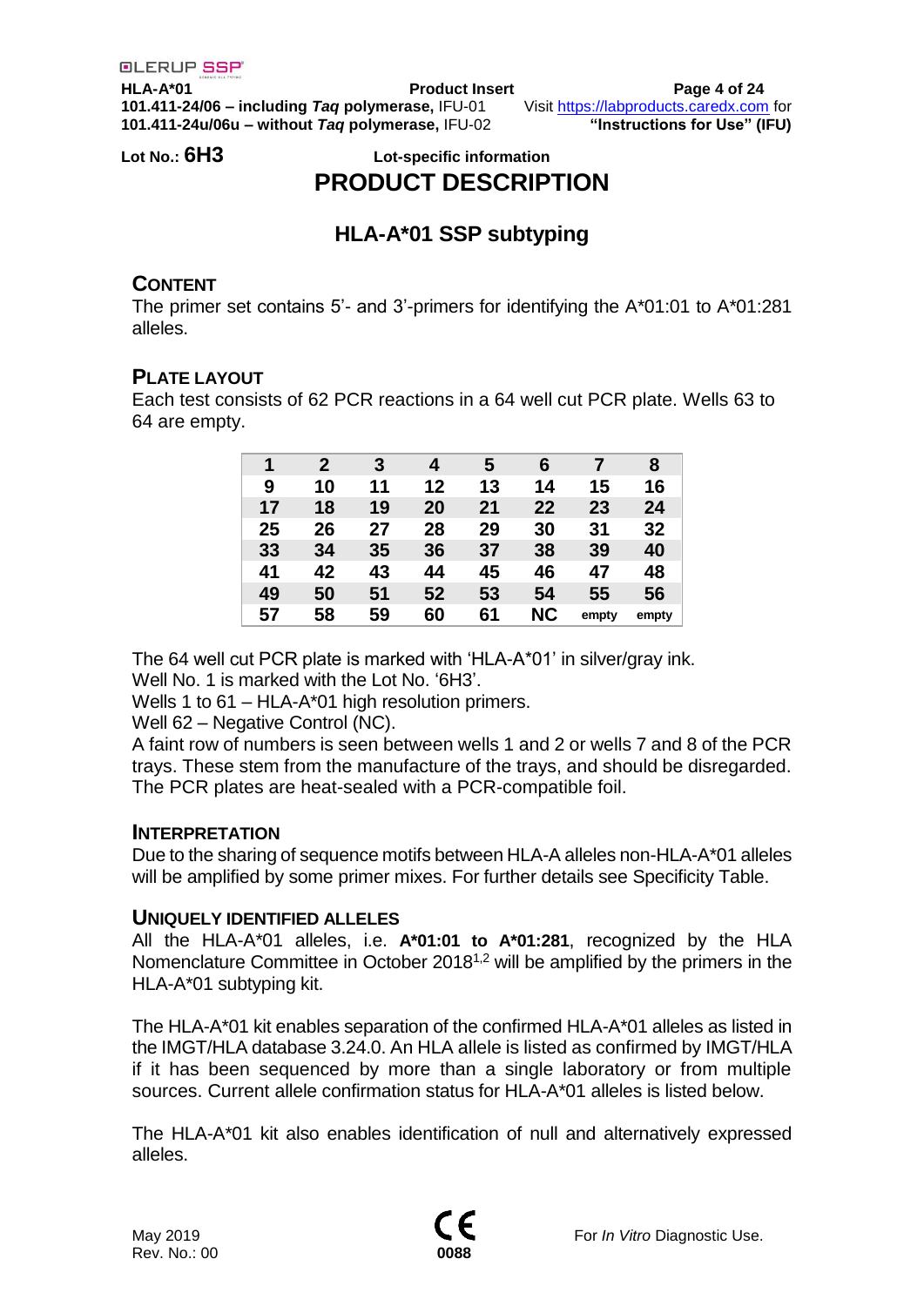Lot No.: **6H3**

Lot-specific information

# PRODUCT DESCRIPTION

## HLA-A*01 SSP subtyping

### CONTENT

The primer set contains 5'- and 3'-primers for identifying the A*01:01 to A*01:281 alleles.

### PLATE LAYOUT

Each test consists of 62 PCR reactions in a 64 well cut PCR plate. Wells 63 to 64 are empty.

| 1 | 2 | 3 | 4 | 5 | 6 | 7 | 8 |
|---|---|---|---|---|---|---|---|
| 9 | 10 | 11 | 12 | 13 | 14 | 15 | 16 |
| 17 | 18 | 19 | 20 | 21 | 22 | 23 | 24 |
| 25 | 26 | 27 | 28 | 29 | 30 | 31 | 32 |
| 33 | 34 | 35 | 36 | 37 | 38 | 39 | 40 |
| 41 | 42 | 43 | 44 | 45 | 46 | 47 | 48 |
| 49 | 50 | 51 | 52 | 53 | 54 | 55 | 56 |
| 57 | 58 | 59 | 60 | 61 | NC | empty | empty |

The 64 well cut PCR plate is marked with 'HLA-A*01' in silver/gray ink.
Well No. 1 is marked with the Lot No. '6H3'.
Wells 1 to 61 – HLA-A*01 high resolution primers.
Well 62 – Negative Control (NC).
A faint row of numbers is seen between wells 1 and 2 or wells 7 and 8 of the PCR trays. These stem from the manufacture of the trays, and should be disregarded. The PCR plates are heat-sealed with a PCR-compatible foil.

### INTERPRETATION

Due to the sharing of sequence motifs between HLA-A alleles non-HLA-A*01 alleles will be amplified by some primer mixes. For further details see Specificity Table.

### UNIQUELY IDENTIFIED ALLELES

All the HLA-A*01 alleles, i.e. **A*01:01 to A*01:281**, recognized by the HLA Nomenclature Committee in October 2018[1,2] will be amplified by the primers in the HLA-A*01 subtyping kit.

The HLA-A*01 kit enables separation of the confirmed HLA-A*01 alleles as listed in the IMGT/HLA database 3.24.0. An HLA allele is listed as confirmed by IMGT/HLA if it has been sequenced by more than a single laboratory or from multiple sources. Current allele confirmation status for HLA-A*01 alleles is listed below.

The HLA-A*01 kit also enables identification of null and alternatively expressed alleles.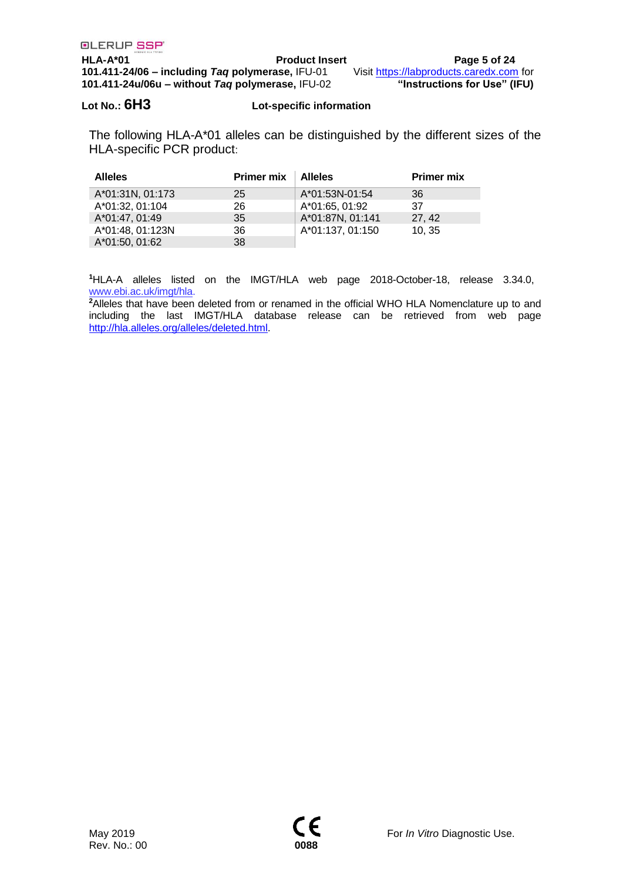Lot No.: **6H3** **Lot-specific information**

The following HLA-A*01 alleles can be distinguished by the different sizes of the HLA-specific PCR product:

| Alleles | Primer mix | Alleles | Primer mix |
|---|---|---|---|
| A*01:31N, 01:173 | 25 | A*01:53N-01:54 | 36 |
| A*01:32, 01:104 | 26 | A*01:65, 01:92 | 37 |
| A*01:47, 01:49 | 35 | A*01:87N, 01:141 | 27, 42 |
| A*01:48, 01:123N | 36 | A*01:137, 01:150 | 10, 35 |
| A*01:50, 01:62 | 38 | | |

[1]HLA-A alleles listed on the IMGT/HLA web page 2018-October-18, release 3.34.0, www.ebi.ac.uk/imgt/hla.

[2]Alleles that have been deleted from or renamed in the official WHO HLA Nomenclature up to and including the last IMGT/HLA database release can be retrieved from web page http://hla.alleles.org/alleles/deleted.html.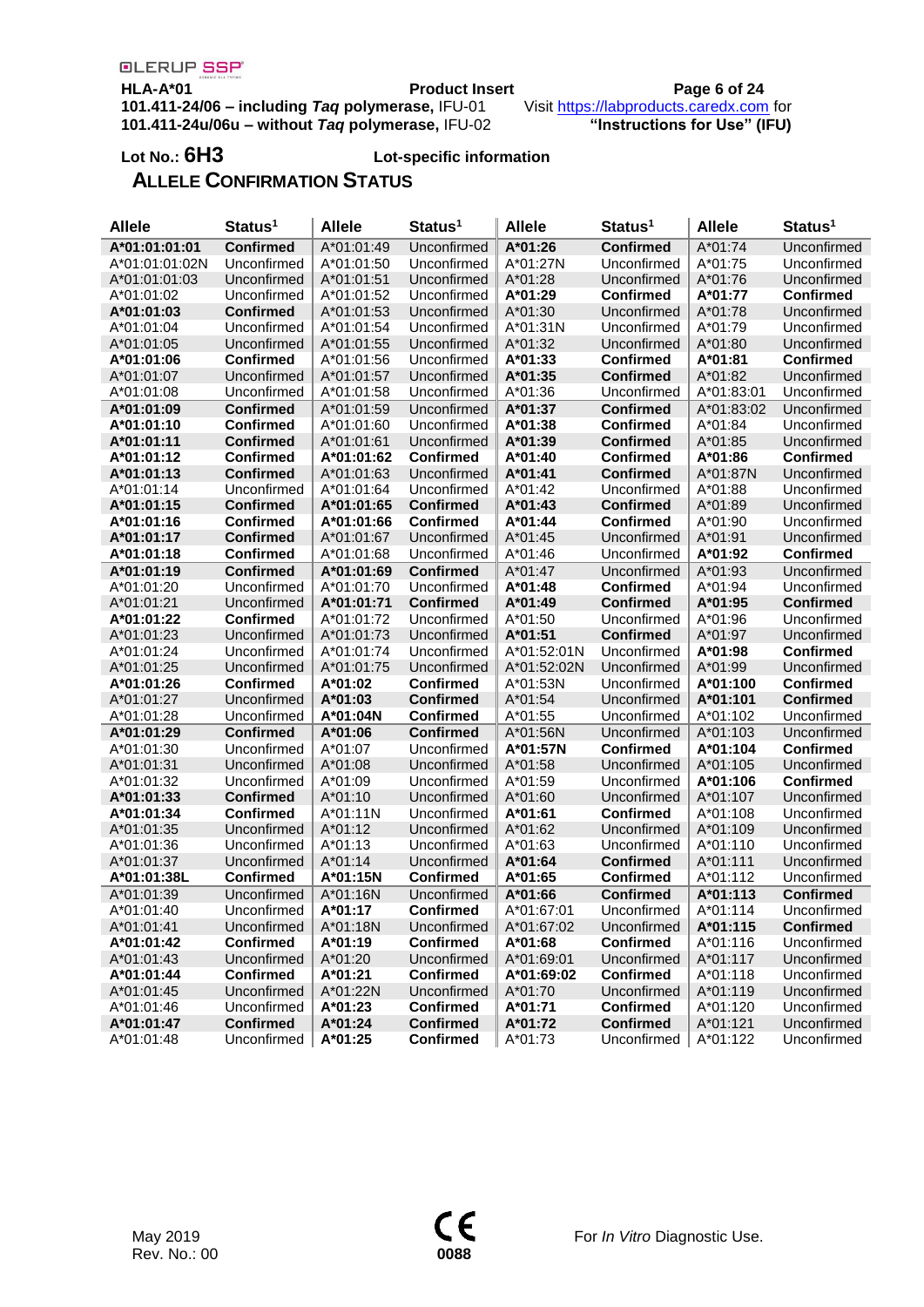Lot No.: **6H3** **Lot-specific information**

## ALLELE CONFIRMATION STATUS

| Allele | Status[1] | Allele | Status[1] | Allele | Status[1] | Allele | Status[1] |
|---|---|---|---|---|---|---|---|
| **A*01:01:01:01** | **Confirmed** | A*01:01:49 | Unconfirmed | **A*01:26** | **Confirmed** | A*01:74 | Unconfirmed |
| A*01:01:01:02N | Unconfirmed | A*01:01:50 | Unconfirmed | A*01:27N | Unconfirmed | A*01:75 | Unconfirmed |
| A*01:01:01:03 | Unconfirmed | A*01:01:51 | Unconfirmed | A*01:28 | Unconfirmed | A*01:76 | Unconfirmed |
| A*01:01:02 | Unconfirmed | A*01:01:52 | Unconfirmed | **A*01:29** | **Confirmed** | **A*01:77** | **Confirmed** |
| **A*01:01:03** | **Confirmed** | A*01:01:53 | Unconfirmed | A*01:30 | Unconfirmed | A*01:78 | Unconfirmed |
| A*01:01:04 | Unconfirmed | A*01:01:54 | Unconfirmed | A*01:31N | Unconfirmed | A*01:79 | Unconfirmed |
| A*01:01:05 | Unconfirmed | A*01:01:55 | Unconfirmed | A*01:32 | Unconfirmed | A*01:80 | Unconfirmed |
| **A*01:01:06** | **Confirmed** | A*01:01:56 | Unconfirmed | **A*01:33** | **Confirmed** | **A*01:81** | **Confirmed** |
| A*01:01:07 | Unconfirmed | A*01:01:57 | Unconfirmed | **A*01:35** | **Confirmed** | A*01:82 | Unconfirmed |
| A*01:01:08 | Unconfirmed | A*01:01:58 | Unconfirmed | A*01:36 | Unconfirmed | A*01:83:01 | Unconfirmed |
| **A*01:01:09** | **Confirmed** | A*01:01:59 | Unconfirmed | **A*01:37** | **Confirmed** | A*01:83:02 | Unconfirmed |
| **A*01:01:10** | **Confirmed** | A*01:01:60 | Unconfirmed | **A*01:38** | **Confirmed** | A*01:84 | Unconfirmed |
| **A*01:01:11** | **Confirmed** | A*01:01:61 | Unconfirmed | **A*01:39** | **Confirmed** | A*01:85 | Unconfirmed |
| **A*01:01:12** | **Confirmed** | **A*01:01:62** | **Confirmed** | **A*01:40** | **Confirmed** | **A*01:86** | **Confirmed** |
| **A*01:01:13** | **Confirmed** | A*01:01:63 | Unconfirmed | **A*01:41** | **Confirmed** | A*01:87N | Unconfirmed |
| A*01:01:14 | Unconfirmed | A*01:01:64 | Unconfirmed | A*01:42 | Unconfirmed | A*01:88 | Unconfirmed |
| **A*01:01:15** | **Confirmed** | **A*01:01:65** | **Confirmed** | **A*01:43** | **Confirmed** | A*01:89 | Unconfirmed |
| **A*01:01:16** | **Confirmed** | **A*01:01:66** | **Confirmed** | **A*01:44** | **Confirmed** | A*01:90 | Unconfirmed |
| **A*01:01:17** | **Confirmed** | A*01:01:67 | Unconfirmed | A*01:45 | Unconfirmed | A*01:91 | Unconfirmed |
| **A*01:01:18** | **Confirmed** | A*01:01:68 | Unconfirmed | A*01:46 | Unconfirmed | **A*01:92** | **Confirmed** |
| **A*01:01:19** | **Confirmed** | **A*01:01:69** | **Confirmed** | A*01:47 | Unconfirmed | A*01:93 | Unconfirmed |
| A*01:01:20 | Unconfirmed | A*01:01:70 | Unconfirmed | **A*01:48** | **Confirmed** | A*01:94 | Unconfirmed |
| A*01:01:21 | Unconfirmed | **A*01:01:71** | **Confirmed** | **A*01:49** | **Confirmed** | **A*01:95** | **Confirmed** |
| **A*01:01:22** | **Confirmed** | A*01:01:72 | Unconfirmed | A*01:50 | Unconfirmed | A*01:96 | Unconfirmed |
| A*01:01:23 | Unconfirmed | A*01:01:73 | Unconfirmed | **A*01:51** | **Confirmed** | A*01:97 | Unconfirmed |
| A*01:01:24 | Unconfirmed | A*01:01:74 | Unconfirmed | A*01:52:01N | Unconfirmed | **A*01:98** | **Confirmed** |
| A*01:01:25 | Unconfirmed | A*01:01:75 | Unconfirmed | A*01:52:02N | Unconfirmed | A*01:99 | Unconfirmed |
| **A*01:01:26** | **Confirmed** | **A*01:02** | **Confirmed** | A*01:53N | Unconfirmed | **A*01:100** | **Confirmed** |
| A*01:01:27 | Unconfirmed | **A*01:03** | **Confirmed** | A*01:54 | Unconfirmed | **A*01:101** | **Confirmed** |
| A*01:01:28 | Unconfirmed | **A*01:04N** | **Confirmed** | A*01:55 | Unconfirmed | A*01:102 | Unconfirmed |
| **A*01:01:29** | **Confirmed** | **A*01:06** | **Confirmed** | A*01:56N | Unconfirmed | A*01:103 | Unconfirmed |
| A*01:01:30 | Unconfirmed | A*01:07 | Unconfirmed | **A*01:57N** | **Confirmed** | **A*01:104** | **Confirmed** |
| A*01:01:31 | Unconfirmed | A*01:08 | Unconfirmed | A*01:58 | Unconfirmed | A*01:105 | Unconfirmed |
| A*01:01:32 | Unconfirmed | A*01:09 | Unconfirmed | A*01:59 | Unconfirmed | **A*01:106** | **Confirmed** |
| **A*01:01:33** | **Confirmed** | A*01:10 | Unconfirmed | A*01:60 | Unconfirmed | A*01:107 | Unconfirmed |
| **A*01:01:34** | **Confirmed** | A*01:11N | Unconfirmed | **A*01:61** | **Confirmed** | A*01:108 | Unconfirmed |
| A*01:01:35 | Unconfirmed | A*01:12 | Unconfirmed | A*01:62 | Unconfirmed | A*01:109 | Unconfirmed |
| A*01:01:36 | Unconfirmed | A*01:13 | Unconfirmed | A*01:63 | Unconfirmed | A*01:110 | Unconfirmed |
| A*01:01:37 | Unconfirmed | A*01:14 | Unconfirmed | **A*01:64** | **Confirmed** | A*01:111 | Unconfirmed |
| **A*01:01:38L** | **Confirmed** | **A*01:15N** | **Confirmed** | **A*01:65** | **Confirmed** | A*01:112 | Unconfirmed |
| A*01:01:39 | Unconfirmed | A*01:16N | Unconfirmed | **A*01:66** | **Confirmed** | **A*01:113** | **Confirmed** |
| A*01:01:40 | Unconfirmed | **A*01:17** | **Confirmed** | A*01:67:01 | Unconfirmed | A*01:114 | Unconfirmed |
| A*01:01:41 | Unconfirmed | A*01:18N | Unconfirmed | A*01:67:02 | Unconfirmed | **A*01:115** | **Confirmed** |
| **A*01:01:42** | **Confirmed** | **A*01:19** | **Confirmed** | **A*01:68** | **Confirmed** | A*01:116 | Unconfirmed |
| A*01:01:43 | Unconfirmed | A*01:20 | Unconfirmed | A*01:69:01 | Unconfirmed | A*01:117 | Unconfirmed |
| **A*01:01:44** | **Confirmed** | **A*01:21** | **Confirmed** | **A*01:69:02** | **Confirmed** | A*01:118 | Unconfirmed |
| A*01:01:45 | Unconfirmed | A*01:22N | Unconfirmed | A*01:70 | Unconfirmed | A*01:119 | Unconfirmed |
| A*01:01:46 | Unconfirmed | **A*01:23** | **Confirmed** | **A*01:71** | **Confirmed** | A*01:120 | Unconfirmed |
| **A*01:01:47** | **Confirmed** | **A*01:24** | **Confirmed** | **A*01:72** | **Confirmed** | A*01:121 | Unconfirmed |
| A*01:01:48 | Unconfirmed | **A*01:25** | **Confirmed** | A*01:73 | Unconfirmed | A*01:122 | Unconfirmed |

May 2019
Rev. No.: 00

CE 0088

For *In Vitro* Diagnostic Use.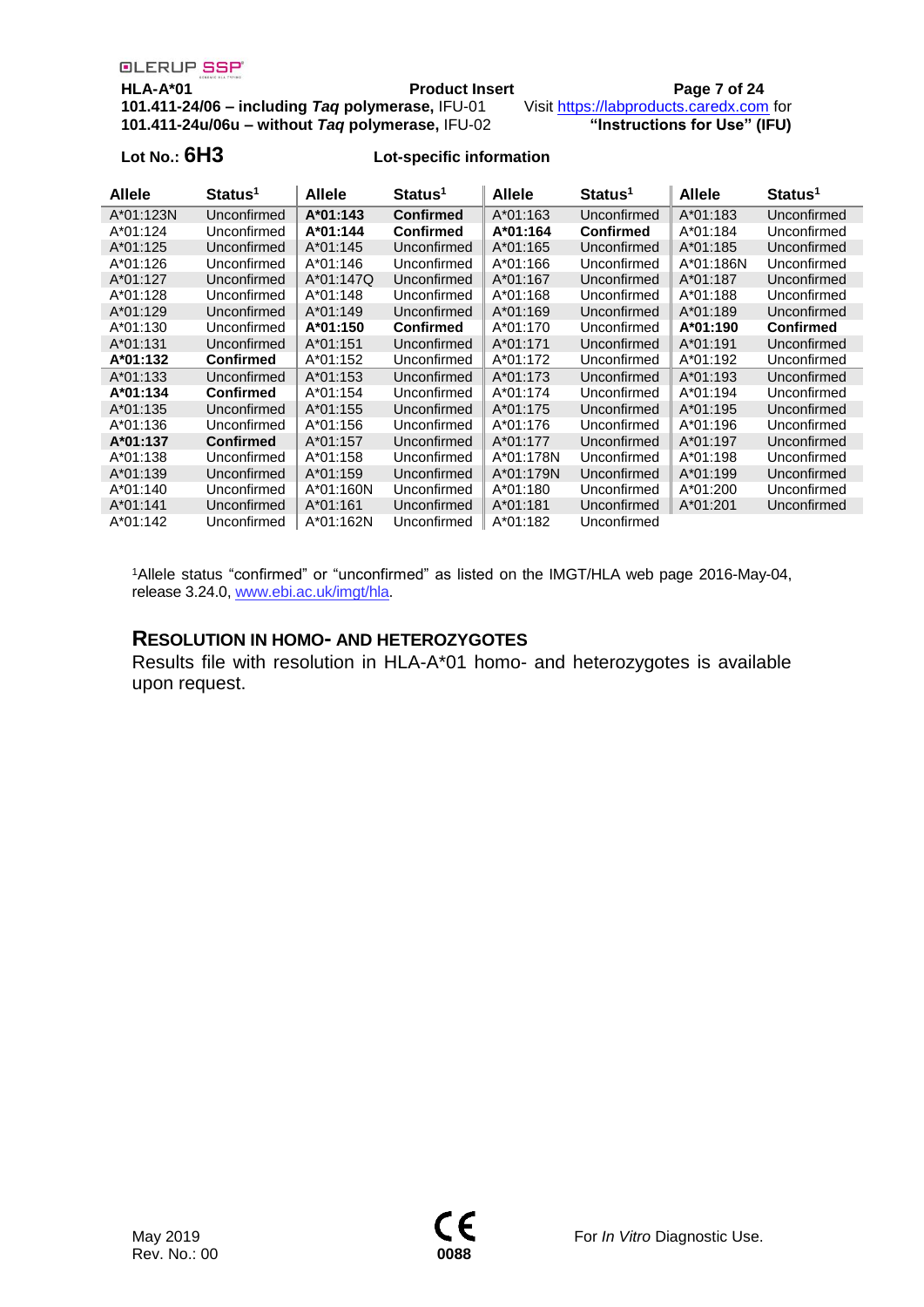**Lot No.: 6H3** **Lot-specific information**

| Allele | Status[1] | Allele | Status[1] | Allele | Status[1] | Allele | Status[1] |
|---|---|---|---|---|---|---|---|
| A*01:123N | Unconfirmed | **A*01:143** | **Confirmed** | A*01:163 | Unconfirmed | A*01:183 | Unconfirmed |
| A*01:124 | Unconfirmed | **A*01:144** | **Confirmed** | **A*01:164** | **Confirmed** | A*01:184 | Unconfirmed |
| A*01:125 | Unconfirmed | A*01:145 | Unconfirmed | A*01:165 | Unconfirmed | A*01:185 | Unconfirmed |
| A*01:126 | Unconfirmed | A*01:146 | Unconfirmed | A*01:166 | Unconfirmed | A*01:186N | Unconfirmed |
| A*01:127 | Unconfirmed | A*01:147Q | Unconfirmed | A*01:167 | Unconfirmed | A*01:187 | Unconfirmed |
| A*01:128 | Unconfirmed | A*01:148 | Unconfirmed | A*01:168 | Unconfirmed | A*01:188 | Unconfirmed |
| A*01:129 | Unconfirmed | A*01:149 | Unconfirmed | A*01:169 | Unconfirmed | A*01:189 | Unconfirmed |
| A*01:130 | Unconfirmed | **A*01:150** | **Confirmed** | A*01:170 | Unconfirmed | **A*01:190** | **Confirmed** |
| A*01:131 | Unconfirmed | A*01:151 | Unconfirmed | A*01:171 | Unconfirmed | A*01:191 | Unconfirmed |
| **A*01:132** | **Confirmed** | A*01:152 | Unconfirmed | A*01:172 | Unconfirmed | A*01:192 | Unconfirmed |
| A*01:133 | Unconfirmed | A*01:153 | Unconfirmed | A*01:173 | Unconfirmed | A*01:193 | Unconfirmed |
| **A*01:134** | **Confirmed** | A*01:154 | Unconfirmed | A*01:174 | Unconfirmed | A*01:194 | Unconfirmed |
| A*01:135 | Unconfirmed | A*01:155 | Unconfirmed | A*01:175 | Unconfirmed | A*01:195 | Unconfirmed |
| A*01:136 | Unconfirmed | A*01:156 | Unconfirmed | A*01:176 | Unconfirmed | A*01:196 | Unconfirmed |
| **A*01:137** | **Confirmed** | A*01:157 | Unconfirmed | A*01:177 | Unconfirmed | A*01:197 | Unconfirmed |
| A*01:138 | Unconfirmed | A*01:158 | Unconfirmed | A*01:178N | Unconfirmed | A*01:198 | Unconfirmed |
| A*01:139 | Unconfirmed | A*01:159 | Unconfirmed | A*01:179N | Unconfirmed | A*01:199 | Unconfirmed |
| A*01:140 | Unconfirmed | A*01:160N | Unconfirmed | A*01:180 | Unconfirmed | A*01:200 | Unconfirmed |
| A*01:141 | Unconfirmed | A*01:161 | Unconfirmed | A*01:181 | Unconfirmed | A*01:201 | Unconfirmed |
| A*01:142 | Unconfirmed | A*01:162N | Unconfirmed | A*01:182 | Unconfirmed | | |

[1]Allele status "confirmed" or "unconfirmed" as listed on the IMGT/HLA web page 2016-May-04, release 3.24.0, www.ebi.ac.uk/imgt/hla.

## RESOLUTION IN HOMO- AND HETEROZYGOTES

Results file with resolution in HLA-A*01 homo- and heterozygotes is available upon request.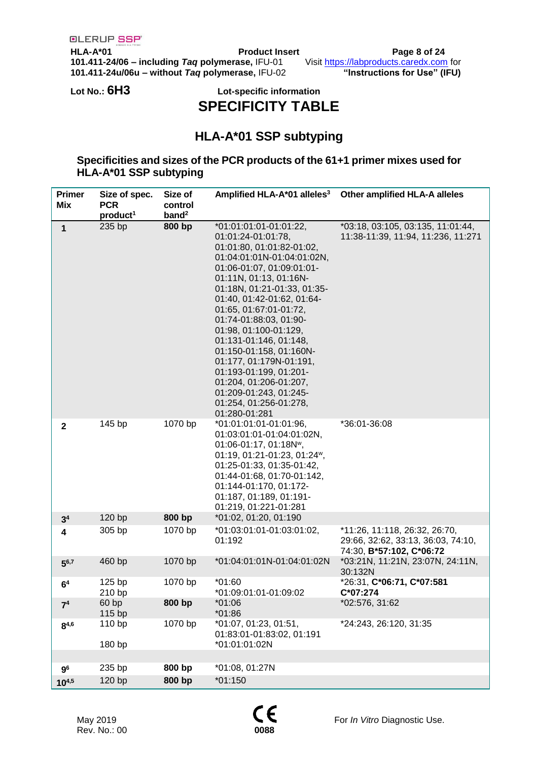Lot No.: **6H3**

Lot-specific information

# SPECIFICITY TABLE

## HLA-A*01 SSP subtyping

### Specificities and sizes of the PCR products of the 61+1 primer mixes used for HLA-A*01 SSP subtyping

| Primer Mix | Size of spec. PCR product[1] | Size of control band[2] | Amplified HLA-A*01 alleles[3] | Other amplified HLA-A alleles |
|---|---|---|---|---|
| **1** | 235 bp | **800 bp** | *01:01:01:01-01:01:22, 01:01:24-01:01:78, 01:01:80, 01:01:82-01:02, 01:04:01:01N-01:04:01:02N, 01:06-01:07, 01:09:01:01-01:11N, 01:13, 01:16N-01:18N, 01:21-01:33, 01:35-01:40, 01:42-01:62, 01:64-01:65, 01:67:01-01:72, 01:74-01:88:03, 01:90-01:98, 01:100-01:129, 01:131-01:146, 01:148, 01:150-01:158, 01:160N-01:177, 01:179N-01:191, 01:193-01:199, 01:201-01:204, 01:206-01:207, 01:209-01:243, 01:245-01:254, 01:256-01:278, 01:280-01:281 | *03:18, 03:105, 03:135, 11:01:44, 11:38-11:39, 11:94, 11:236, 11:271 |
| **2** | 145 bp | 1070 bp | *01:01:01:01-01:01:96, 01:03:01:01-01:04:01:02N, 01:06-01:17, 01:18N[w], 01:19, 01:21-01:23, 01:24[w], 01:25-01:33, 01:35-01:42, 01:44-01:68, 01:70-01:142, 01:144-01:170, 01:172-01:187, 01:189, 01:191-01:219, 01:221-01:281 | *36:01-36:08 |
| **3**[4] | 120 bp | **800 bp** | *01:02, 01:20, 01:190 | |
| **4** | 305 bp | 1070 bp | *01:03:01:01-01:03:01:02, 01:192 | *11:26, 11:118, 26:32, 26:70, 29:66, 32:62, 33:13, 36:03, 74:10, 74:30, **B*57:102, C*06:72** |
| **5**[6,7] | 460 bp | 1070 bp | *01:04:01:01N-01:04:01:02N | *03:21N, 11:21N, 23:07N, 24:11N, 30:132N |
| **6**[4] | 125 bp<br>210 bp | 1070 bp | *01:60<br>*01:09:01:01-01:09:02 | *26:31, **C*06:71, C*07:581 C*07:274** |
| **7**[4] | 60 bp<br>115 bp | **800 bp** | *01:06<br>*01:86 | *02:576, 31:62 |
| **8**[4,6] | 110 bp<br><br>180 bp | 1070 bp | *01:07, 01:23, 01:51, 01:83:01-01:83:02, 01:191<br>*01:01:01:02N | *24:243, 26:120, 31:35 |
| **9**[6] | 235 bp | **800 bp** | *01:08, 01:27N | |
| **10**[4,5] | 120 bp | **800 bp** | *01:150 | |

May 2019
Rev. No.: 00

CE 0088

For *In Vitro* Diagnostic Use.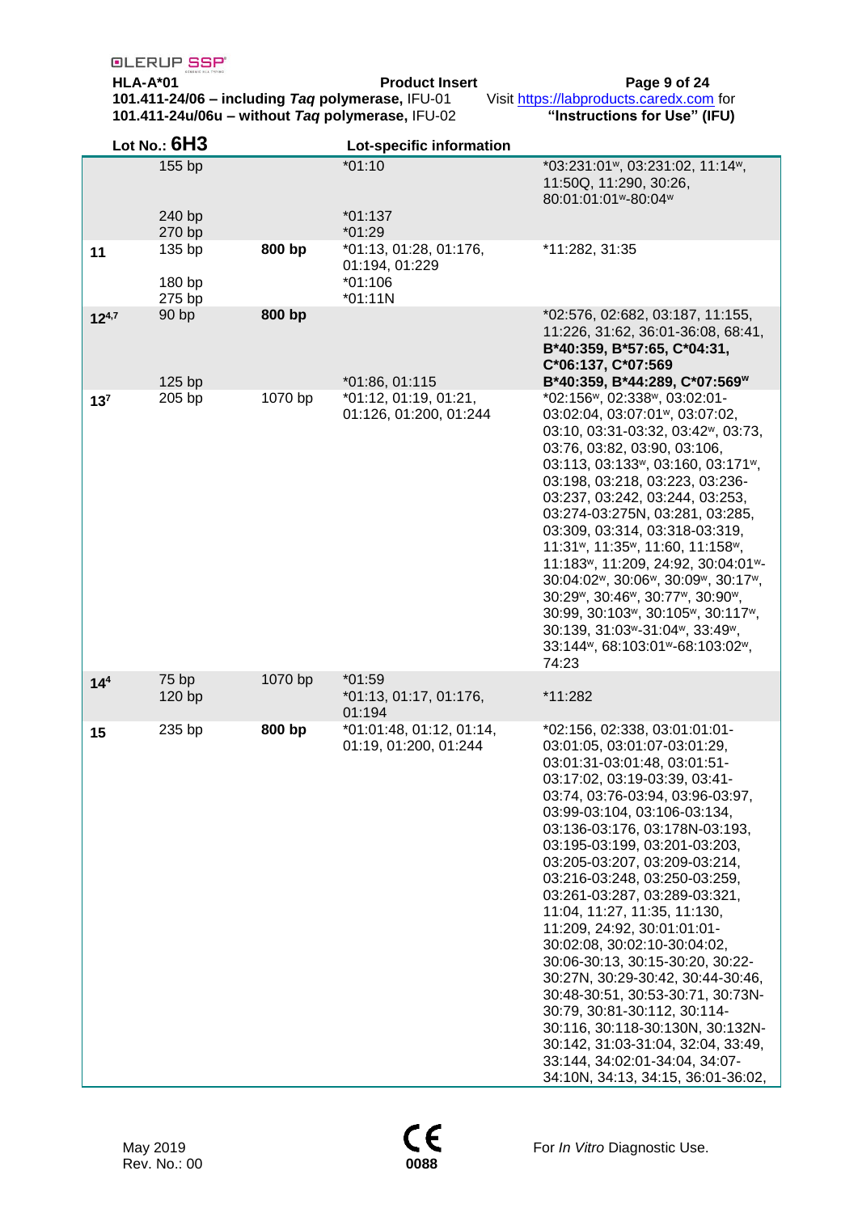**Lot No.: 6H3** — **Lot-specific information**

| Well | Specific PCR product | Control band | Amplified HLA-A*01 alleles | Other amplified HLA alleles |
|---|---|---|---|---|
| | 155 bp | | *01:10 | *03:231:01ʷ, 03:231:02, 11:14ʷ, 11:50Q, 11:290, 30:26, 80:01:01:01ʷ-80:04ʷ |
| | 240 bp | | *01:137 | |
| | 270 bp | | *01:29 | |
| **11** | 135 bp | **800 bp** | *01:13, 01:28, 01:176, 01:194, 01:229 | *11:282, 31:35 |
| | 180 bp | | *01:106 | |
| | 275 bp | | *01:11N | |
| **12**[4,7] | 90 bp | **800 bp** | | *02:576, 02:682, 03:187, 11:155, 11:226, 31:62, 36:01-36:08, 68:41, **B*40:359, B*57:65, C*04:31, C*06:137, C*07:569** |
| | 125 bp | | *01:86, 01:115 | **B*40:359, B*44:289, C*07:569ʷ** |
| **13**[7] | 205 bp | 1070 bp | *01:12, 01:19, 01:21, 01:126, 01:200, 01:244 | *02:156ʷ, 02:338ʷ, 03:02:01-03:02:04, 03:07:01ʷ, 03:07:02, 03:10, 03:31-03:32, 03:42ʷ, 03:73, 03:76, 03:82, 03:90, 03:106, 03:113, 03:133ʷ, 03:160, 03:171ʷ, 03:198, 03:218, 03:223, 03:236-03:237, 03:242, 03:244, 03:253, 03:274-03:275N, 03:281, 03:285, 03:309, 03:314, 03:318-03:319, 11:31ʷ, 11:35ʷ, 11:60, 11:158ʷ, 11:183ʷ, 11:209, 24:92, 30:04:01ʷ-30:04:02ʷ, 30:06ʷ, 30:09ʷ, 30:17ʷ, 30:29ʷ, 30:46ʷ, 30:77ʷ, 30:90ʷ, 30:99, 30:103ʷ, 30:105ʷ, 30:117ʷ, 30:139, 31:03ʷ-31:04ʷ, 33:49ʷ, 33:144ʷ, 68:103:01ʷ-68:103:02ʷ, 74:23 |
| **14**[4] | 75 bp | 1070 bp | *01:59 | |
| | 120 bp | | *01:13, 01:17, 01:176, 01:194 | *11:282 |
| **15** | 235 bp | **800 bp** | *01:01:48, 01:12, 01:14, 01:19, 01:200, 01:244 | *02:156, 02:338, 03:01:01:01-03:01:05, 03:01:07-03:01:29, 03:01:31-03:01:48, 03:01:51-03:17:02, 03:19-03:39, 03:41-03:74, 03:76-03:94, 03:96-03:97, 03:99-03:104, 03:106-03:134, 03:136-03:176, 03:178N-03:193, 03:195-03:199, 03:201-03:203, 03:205-03:207, 03:209-03:214, 03:216-03:248, 03:250-03:259, 03:261-03:287, 03:289-03:321, 11:04, 11:27, 11:35, 11:130, 11:209, 24:92, 30:01:01:01-30:02:08, 30:02:10-30:04:02, 30:06-30:13, 30:15-30:20, 30:22-30:27N, 30:29-30:42, 30:44-30:46, 30:48-30:51, 30:53-30:71, 30:73N-30:79, 30:81-30:112, 30:114-30:116, 30:118-30:130N, 30:132N-30:142, 31:03-31:04, 32:04, 33:49, 33:144, 34:02:01-34:04, 34:07-34:10N, 34:13, 34:15, 36:01-36:02, |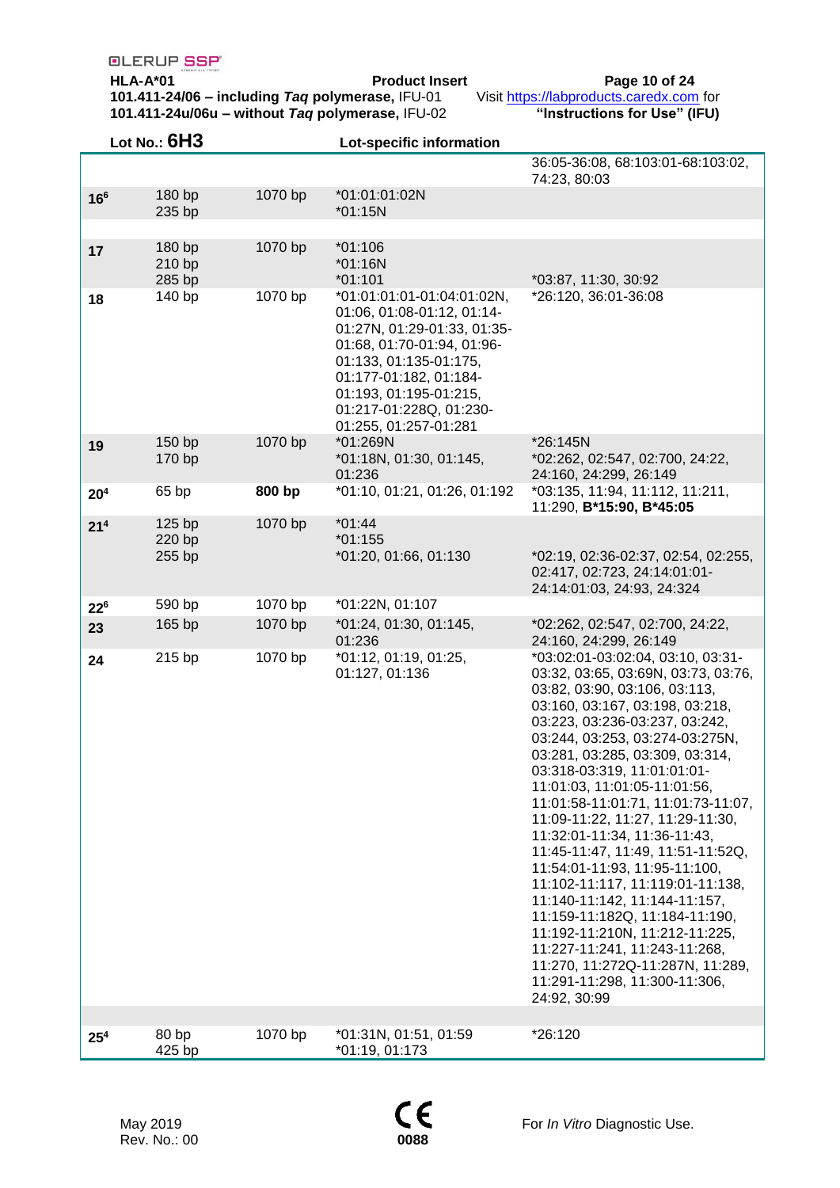Lot No.: **6H3** Lot-specific information

| | | | | |
|---|---|---|---|---|
| | | | | 36:05-36:08, 68:103:01-68:103:02, 74:23, 80:03 |
| 16[6] | 180 bp<br>235 bp | 1070 bp | *01:01:01:02N<br>*01:15N | |
| | | | | |
| 17 | 180 bp<br>210 bp<br>285 bp | 1070 bp | *01:106<br>*01:16N<br>*01:101 | <br><br>*03:87, 11:30, 30:92 |
| 18 | 140 bp | 1070 bp | *01:01:01:01-01:04:01:02N, 01:06, 01:08-01:12, 01:14-01:27N, 01:29-01:33, 01:35-01:68, 01:70-01:94, 01:96-01:133, 01:135-01:175, 01:177-01:182, 01:184-01:193, 01:195-01:215, 01:217-01:228Q, 01:230-01:255, 01:257-01:281 | *26:120, 36:01-36:08 |
| 19 | 150 bp<br>170 bp | 1070 bp | *01:269N<br>*01:18N, 01:30, 01:145, 01:236 | *26:145N<br>*02:262, 02:547, 02:700, 24:22, 24:160, 24:299, 26:149 |
| 20[4] | 65 bp | **800 bp** | *01:10, 01:21, 01:26, 01:192 | *03:135, 11:94, 11:112, 11:211, 11:290, **B*15:90, B*45:05** |
| 21[4] | 125 bp<br>220 bp<br>255 bp | 1070 bp | *01:44<br>*01:155<br>*01:20, 01:66, 01:130 | <br><br>*02:19, 02:36-02:37, 02:54, 02:255, 02:417, 02:723, 24:14:01:01-24:14:01:03, 24:93, 24:324 |
| 22[6] | 590 bp | 1070 bp | *01:22N, 01:107 | |
| 23 | 165 bp | 1070 bp | *01:24, 01:30, 01:145, 01:236 | *02:262, 02:547, 02:700, 24:22, 24:160, 24:299, 26:149 |
| 24 | 215 bp | 1070 bp | *01:12, 01:19, 01:25, 01:127, 01:136 | *03:02:01-03:02:04, 03:10, 03:31-03:32, 03:65, 03:69N, 03:73, 03:76, 03:82, 03:90, 03:106, 03:113, 03:160, 03:167, 03:198, 03:218, 03:223, 03:236-03:237, 03:242, 03:244, 03:253, 03:274-03:275N, 03:281, 03:285, 03:309, 03:314, 03:318-03:319, 11:01:01:01-11:01:03, 11:01:05-11:01:56, 11:01:58-11:01:71, 11:01:73-11:07, 11:09-11:22, 11:27, 11:29-11:30, 11:32:01-11:34, 11:36-11:43, 11:45-11:47, 11:49, 11:51-11:52Q, 11:54:01-11:93, 11:95-11:100, 11:102-11:117, 11:119:01-11:138, 11:140-11:142, 11:144-11:157, 11:159-11:182Q, 11:184-11:190, 11:192-11:210N, 11:212-11:225, 11:227-11:241, 11:243-11:268, 11:270, 11:272Q-11:287N, 11:289, 11:291-11:298, 11:300-11:306, 24:92, 30:99 |
| | | | | |
| 25[4] | 80 bp<br>425 bp | 1070 bp | *01:31N, 01:51, 01:59<br>*01:19, 01:173 | *26:120 |

May 2019
Rev. No.: 00

CE 0088

For *In Vitro* Diagnostic Use.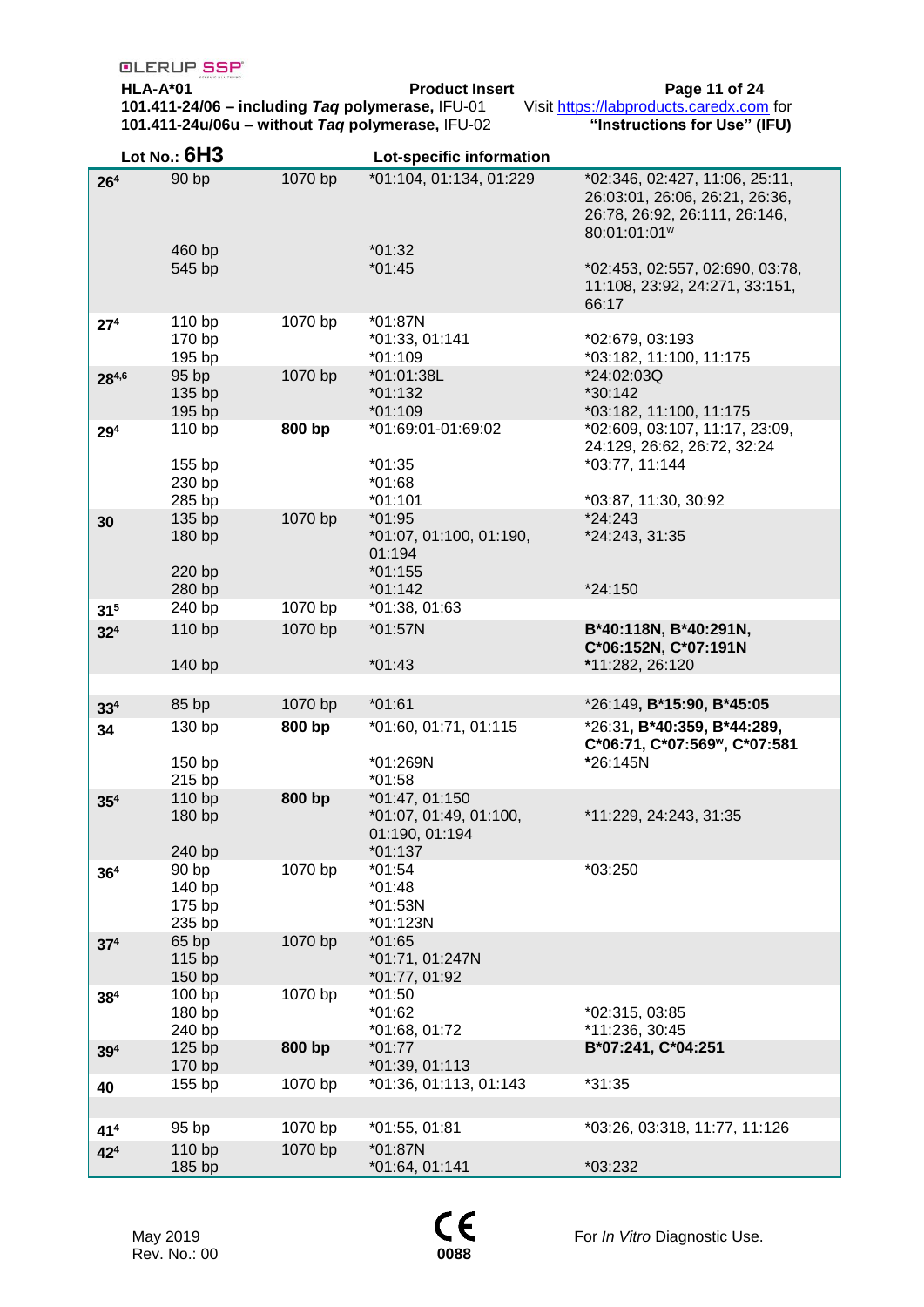Lot No.: **6H3** Lot-specific information

| | | | | |
|---|---|---|---|---|
| **26**[4] | 90 bp | 1070 bp | *01:104, 01:134, 01:229 | *02:346, 02:427, 11:06, 25:11, 26:03:01, 26:06, 26:21, 26:36, 26:78, 26:92, 26:111, 26:146, 80:01:01:01[w] |
| | 460 bp | | *01:32 | |
| | 545 bp | | *01:45 | *02:453, 02:557, 02:690, 03:78, 11:108, 23:92, 24:271, 33:151, 66:17 |
| **27**[4] | 110 bp | 1070 bp | *01:87N | |
| | 170 bp | | *01:33, 01:141 | *02:679, 03:193 |
| | 195 bp | | *01:109 | *03:182, 11:100, 11:175 |
| **28**[4,6] | 95 bp | 1070 bp | *01:01:38L | *24:02:03Q |
| | 135 bp | | *01:132 | *30:142 |
| | 195 bp | | *01:109 | *03:182, 11:100, 11:175 |
| **29**[4] | 110 bp | **800 bp** | *01:69:01-01:69:02 | *02:609, 03:107, 11:17, 23:09, 24:129, 26:62, 26:72, 32:24 |
| | 155 bp | | *01:35 | *03:77, 11:144 |
| | 230 bp | | *01:68 | |
| | 285 bp | | *01:101 | *03:87, 11:30, 30:92 |
| **30** | 135 bp | 1070 bp | *01:95 | *24:243 |
| | 180 bp | | *01:07, 01:100, 01:190, 01:194 | *24:243, 31:35 |
| | 220 bp | | *01:155 | |
| | 280 bp | | *01:142 | *24:150 |
| **31**[5] | 240 bp | 1070 bp | *01:38, 01:63 | |
| **32**[4] | 110 bp | 1070 bp | *01:57N | **B*40:118N, B*40:291N, C*06:152N, C*07:191N** |
| | 140 bp | | *01:43 | ***11:282, 26:120** |
| | | | | |
| **33**[4] | 85 bp | 1070 bp | *01:61 | *26:149**, B*15:90, B*45:05** |
| **34** | 130 bp | **800 bp** | *01:60, 01:71, 01:115 | *26:31**, B*40:359, B*44:289, C*06:71, C*07:569[w], C*07:581** |
| | 150 bp | | *01:269N | ***26:145N** |
| | 215 bp | | *01:58 | |
| **35**[4] | 110 bp | **800 bp** | *01:47, 01:150 | |
| | 180 bp | | *01:07, 01:49, 01:100, 01:190, 01:194 | *11:229, 24:243, 31:35 |
| | 240 bp | | *01:137 | |
| **36**[4] | 90 bp | 1070 bp | *01:54 | *03:250 |
| | 140 bp | | *01:48 | |
| | 175 bp | | *01:53N | |
| | 235 bp | | *01:123N | |
| **37**[4] | 65 bp | 1070 bp | *01:65 | |
| | 115 bp | | *01:71, 01:247N | |
| | 150 bp | | *01:77, 01:92 | |
| **38**[4] | 100 bp | 1070 bp | *01:50 | |
| | 180 bp | | *01:62 | *02:315, 03:85 |
| | 240 bp | | *01:68, 01:72 | *11:236, 30:45 |
| **39**[4] | 125 bp | **800 bp** | *01:77 | **B*07:241, C*04:251** |
| | 170 bp | | *01:39, 01:113 | |
| **40** | 155 bp | 1070 bp | *01:36, 01:113, 01:143 | *31:35 |
| | | | | |
| **41**[4] | 95 bp | 1070 bp | *01:55, 01:81 | *03:26, 03:318, 11:77, 11:126 |
| **42**[4] | 110 bp | 1070 bp | *01:87N | |
| | 185 bp | | *01:64, 01:141 | *03:232 |

May 2019
Rev. No.: 00

CE 0088

For *In Vitro* Diagnostic Use.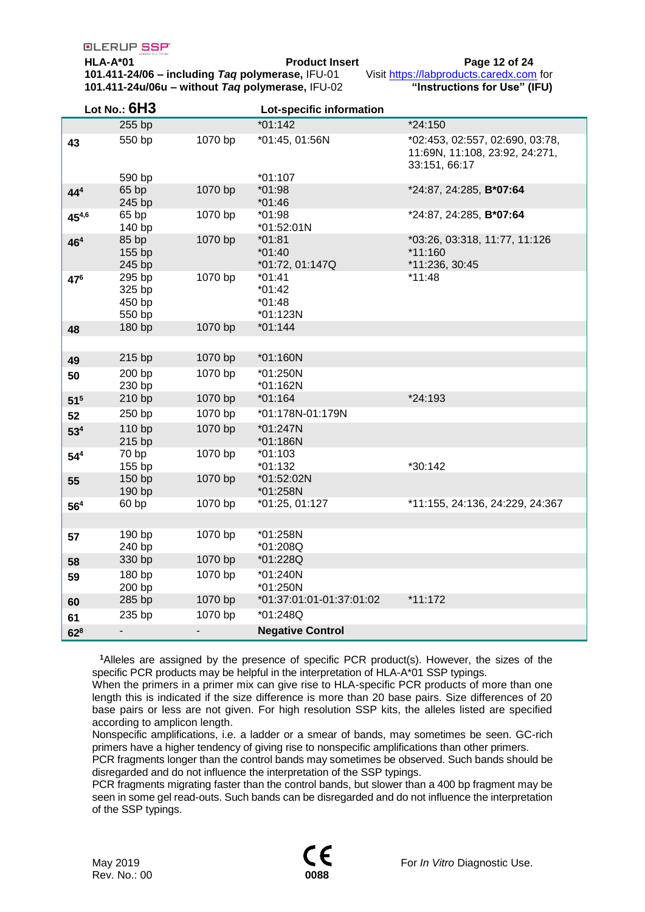Lot No.: **6H3** — Lot-specific information

| Mix | Specific PCR product size | Control band | Alleles amplified | Other alleles amplified |
|---|---|---|---|---|
| | 255 bp | | *01:142 | *24:150 |
| **43** | 550 bp | 1070 bp | *01:45, 01:56N | *02:453, 02:557, 02:690, 03:78, 11:69N, 11:108, 23:92, 24:271, 33:151, 66:17 |
| | 590 bp | | *01:107 | |
| **44**[4] | 65 bp | 1070 bp | *01:98 | *24:87, 24:285, **B*07:64** |
| | 245 bp | | *01:46 | |
| **45**[4,6] | 65 bp | 1070 bp | *01:98 | *24:87, 24:285, **B*07:64** |
| | 140 bp | | *01:52:01N | |
| **46**[4] | 85 bp | 1070 bp | *01:81 | *03:26, 03:318, 11:77, 11:126 |
| | 155 bp | | *01:40 | *11:160 |
| | 245 bp | | *01:72, 01:147Q | *11:236, 30:45 |
| **47**[6] | 295 bp | 1070 bp | *01:41 | *11:48 |
| | 325 bp | | *01:42 | |
| | 450 bp | | *01:48 | |
| | 550 bp | | *01:123N | |
| **48** | 180 bp | 1070 bp | *01:144 | |
| | | | | |
| **49** | 215 bp | 1070 bp | *01:160N | |
| **50** | 200 bp | 1070 bp | *01:250N | |
| | 230 bp | | *01:162N | |
| **51**[5] | 210 bp | 1070 bp | *01:164 | *24:193 |
| **52** | 250 bp | 1070 bp | *01:178N-01:179N | |
| **53**[4] | 110 bp | 1070 bp | *01:247N | |
| | 215 bp | | *01:186N | |
| **54**[4] | 70 bp | 1070 bp | *01:103 | |
| | 155 bp | | *01:132 | *30:142 |
| **55** | 150 bp | 1070 bp | *01:52:02N | |
| | 190 bp | | *01:258N | |
| **56**[4] | 60 bp | 1070 bp | *01:25, 01:127 | *11:155, 24:136, 24:229, 24:367 |
| | | | | |
| **57** | 190 bp | 1070 bp | *01:258N | |
| | 240 bp | | *01:208Q | |
| **58** | 330 bp | 1070 bp | *01:228Q | |
| **59** | 180 bp | 1070 bp | *01:240N | |
| | 200 bp | | *01:250N | |
| **60** | 285 bp | 1070 bp | *01:37:01:01-01:37:01:02 | *11:172 |
| **61** | 235 bp | 1070 bp | *01:248Q | |
| **62**[8] | - | - | **Negative Control** | |

[1]Alleles are assigned by the presence of specific PCR product(s). However, the sizes of the specific PCR products may be helpful in the interpretation of HLA-A*01 SSP typings.
When the primers in a primer mix can give rise to HLA-specific PCR products of more than one length this is indicated if the size difference is more than 20 base pairs. Size differences of 20 base pairs or less are not given. For high resolution SSP kits, the alleles listed are specified according to amplicon length.
Nonspecific amplifications, i.e. a ladder or a smear of bands, may sometimes be seen. GC-rich primers have a higher tendency of giving rise to nonspecific amplifications than other primers.
PCR fragments longer than the control bands may sometimes be observed. Such bands should be disregarded and do not influence the interpretation of the SSP typings.
PCR fragments migrating faster than the control bands, but slower than a 400 bp fragment may be seen in some gel read-outs. Such bands can be disregarded and do not influence the interpretation of the SSP typings.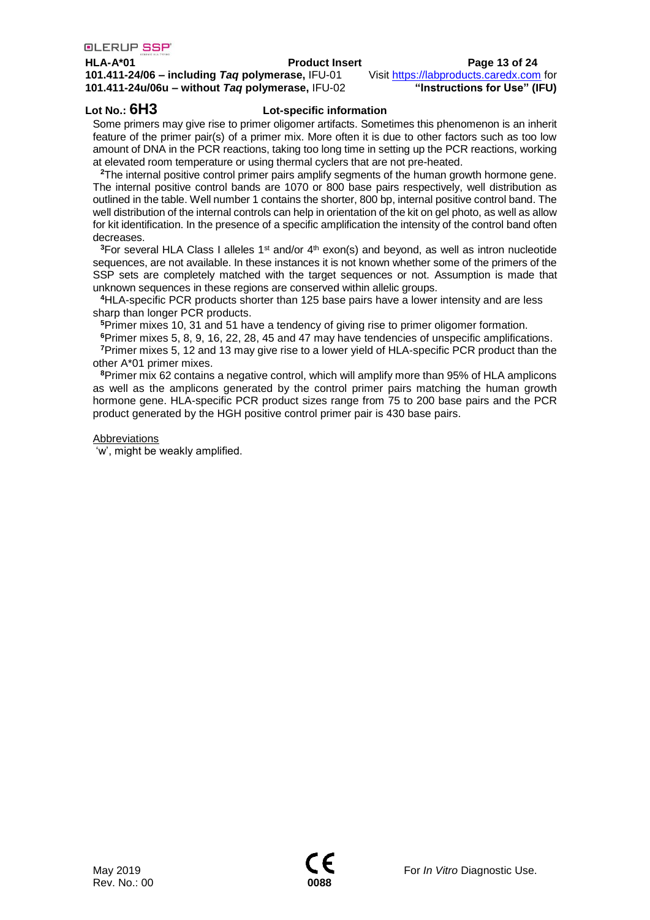**Lot No.: 6H3** **Lot-specific information**

Some primers may give rise to primer oligomer artifacts. Sometimes this phenomenon is an inherit feature of the primer pair(s) of a primer mix. More often it is due to other factors such as too low amount of DNA in the PCR reactions, taking too long time in setting up the PCR reactions, working at elevated room temperature or using thermal cyclers that are not pre-heated.

[2]The internal positive control primer pairs amplify segments of the human growth hormone gene. The internal positive control bands are 1070 or 800 base pairs respectively, well distribution as outlined in the table. Well number 1 contains the shorter, 800 bp, internal positive control band. The well distribution of the internal controls can help in orientation of the kit on gel photo, as well as allow for kit identification. In the presence of a specific amplification the intensity of the control band often decreases.

[3]For several HLA Class I alleles 1st and/or 4th exon(s) and beyond, as well as intron nucleotide sequences, are not available. In these instances it is not known whether some of the primers of the SSP sets are completely matched with the target sequences or not. Assumption is made that unknown sequences in these regions are conserved within allelic groups.

[4]HLA-specific PCR products shorter than 125 base pairs have a lower intensity and are less sharp than longer PCR products.

[5]Primer mixes 10, 31 and 51 have a tendency of giving rise to primer oligomer formation.

[6]Primer mixes 5, 8, 9, 16, 22, 28, 45 and 47 may have tendencies of unspecific amplifications.

[7]Primer mixes 5, 12 and 13 may give rise to a lower yield of HLA-specific PCR product than the other A*01 primer mixes.

[8]Primer mix 62 contains a negative control, which will amplify more than 95% of HLA amplicons as well as the amplicons generated by the control primer pairs matching the human growth hormone gene. HLA-specific PCR product sizes range from 75 to 200 base pairs and the PCR product generated by the HGH positive control primer pair is 430 base pairs.

Abbreviations

'w', might be weakly amplified.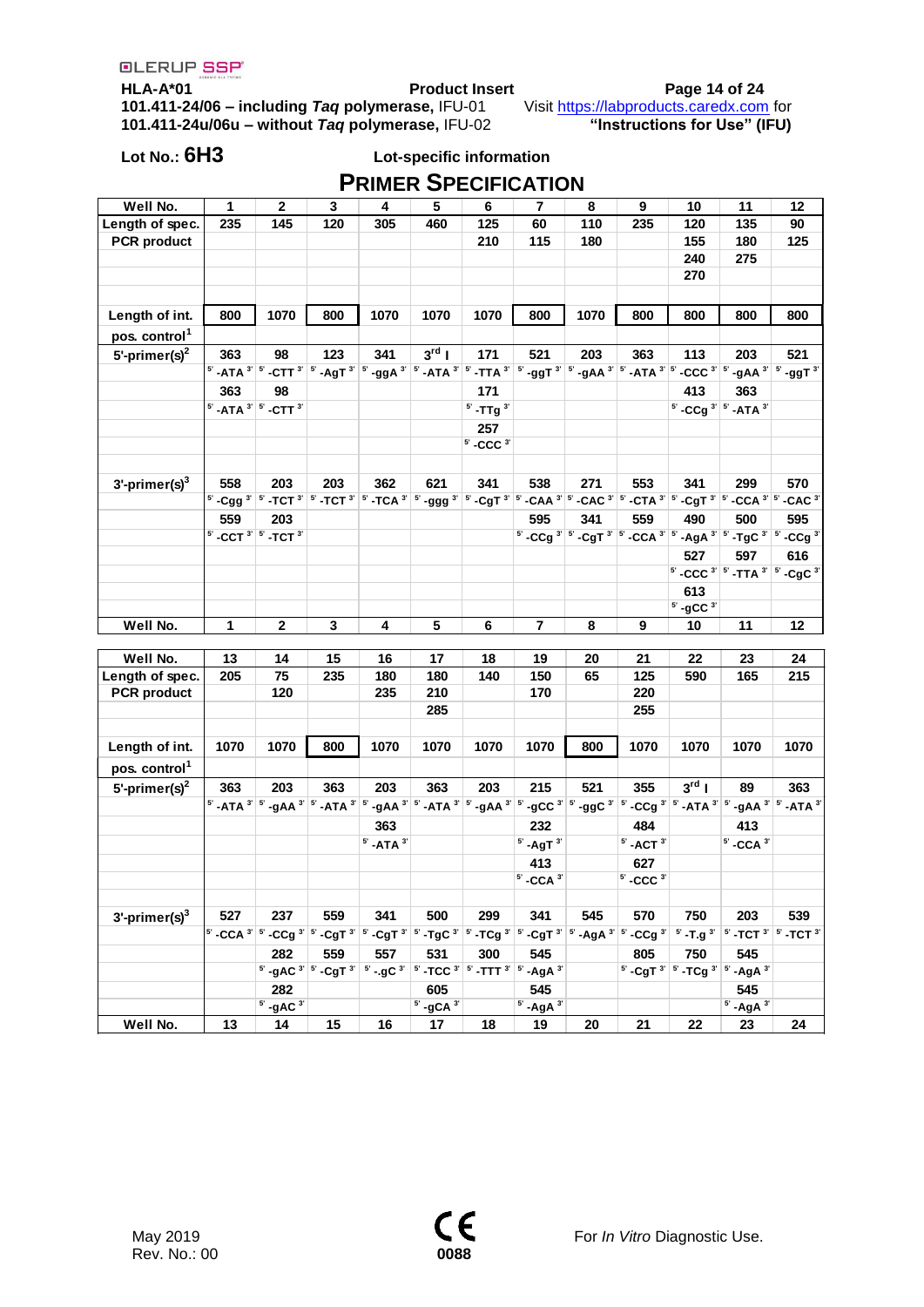Lot No.: **6H3**

Lot-specific information

## PRIMER SPECIFICATION

| Well No. | 1 | 2 | 3 | 4 | 5 | 6 | 7 | 8 | 9 | 10 | 11 | 12 |
|---|---|---|---|---|---|---|---|---|---|---|---|---|
| Length of spec. PCR product | 235 | 145 | 120 | 305 | 460 | 125 | 60 | 110 | 235 | 120 | 135 | 90 |
| | | | | | | 210 | 115 | 180 | | 155 | 180 | 125 |
| | | | | | | | | | | 240 | 275 | |
| | | | | | | | | | | 270 | | |
| Length of int. pos. control[1] | 800 | 1070 | 800 | 1070 | 1070 | 1070 | 800 | 1070 | 800 | 800 | 800 | 800 |
| 5'-primer(s)[2] | 363 | 98 | 123 | 341 | 3rd I | 171 | 521 | 203 | 363 | 113 | 203 | 521 |
| | 5'-ATA 3' | 5'-CTT 3' | 5'-AgT 3' | 5'-ggA 3' | 5'-ATA 3' | 5'-TTA 3' | 5'-ggT 3' | 5'-gAA 3' | 5'-ATA 3' | 5'-CCC 3' | 5'-gAA 3' | 5'-ggT 3' |
| | 363 | 98 | | | | 171 | | | | 413 | 363 | |
| | 5'-ATA 3' | 5'-CTT 3' | | | | 5'-TTg 3' | | | | 5'-CCg 3' | 5'-ATA 3' | |
| | | | | | | 257 | | | | | | |
| | | | | | | 5'-CCC 3' | | | | | | |
| 3'-primer(s)[3] | 558 | 203 | 203 | 362 | 621 | 341 | 538 | 271 | 553 | 341 | 299 | 570 |
| | 5'-Cgg 3' | 5'-TCT 3' | 5'-TCT 3' | 5'-TCA 3' | 5'-ggg 3' | 5'-CgT 3' | 5'-CAA 3' | 5'-CAC 3' | 5'-CTA 3' | 5'-CgT 3' | 5'-CCA 3' | 5'-CAC 3' |
| | 559 | 203 | | | | | 595 | 341 | 559 | 490 | 500 | 595 |
| | 5'-CCT 3' | 5'-TCT 3' | | | | | 5'-CCg 3' | 5'-CgT 3' | 5'-CCA 3' | 5'-AgA 3' | 5'-TgC 3' | 5'-CCg 3' |
| | | | | | | | | | | 527 | 597 | 616 |
| | | | | | | | | | | 5'-CCC 3' | 5'-TTA 3' | 5'-CgC 3' |
| | | | | | | | | | | 613 | | |
| | | | | | | | | | | 5'-gCC 3' | | |
| Well No. | 1 | 2 | 3 | 4 | 5 | 6 | 7 | 8 | 9 | 10 | 11 | 12 |

| Well No. | 13 | 14 | 15 | 16 | 17 | 18 | 19 | 20 | 21 | 22 | 23 | 24 |
|---|---|---|---|---|---|---|---|---|---|---|---|---|
| Length of spec. PCR product | 205 | 75 | 235 | 180 | 180 | 140 | 150 | 65 | 125 | 590 | 165 | 215 |
| | | 120 | | 235 | 210 | | 170 | | 220 | | | |
| | | | | | 285 | | | | 255 | | | |
| Length of int. pos. control[1] | 1070 | 1070 | 800 | 1070 | 1070 | 1070 | 1070 | 800 | 1070 | 1070 | 1070 | 1070 |
| 5'-primer(s)[2] | 363 | 203 | 363 | 203 | 363 | 203 | 215 | 521 | 355 | 3rd I | 89 | 363 |
| | 5'-ATA 3' | 5'-gAA 3' | 5'-ATA 3' | 5'-gAA 3' | 5'-ATA 3' | 5'-gAA 3' | 5'-gCC 3' | 5'-ggC 3' | 5'-CCg 3' | 5'-ATA 3' | 5'-gAA 3' | 5'-ATA 3' |
| | | | | 363 | | | 232 | | 484 | | 413 | |
| | | | | 5'-ATA 3' | | | 5'-AgT 3' | | 5'-ACT 3' | | 5'-CCA 3' | |
| | | | | | | | 413 | | 627 | | | |
| | | | | | | | 5'-CCA 3' | | 5'-CCC 3' | | | |
| 3'-primer(s)[3] | 527 | 237 | 559 | 341 | 500 | 299 | 341 | 545 | 570 | 750 | 203 | 539 |
| | 5'-CCA 3' | 5'-CCg 3' | 5'-CgT 3' | 5'-CgT 3' | 5'-TgC 3' | 5'-TCg 3' | 5'-CgT 3' | 5'-AgA 3' | 5'-CCg 3' | 5'-T.g 3' | 5'-TCT 3' | 5'-TCT 3' |
| | | 282 | 559 | 557 | 531 | 300 | 545 | | 805 | 750 | 545 | |
| | | 5'-gAC 3' | 5'-CgT 3' | 5'-.gC 3' | 5'-TCC 3' | 5'-TTT 3' | 5'-AgA 3' | | 5'-CgT 3' | 5'-TCg 3' | 5'-AgA 3' | |
| | | 282 | | | 605 | | 545 | | | | 545 | |
| | | 5'-gAC 3' | | | 5'-gCA 3' | | 5'-AgA 3' | | | | 5'-AgA 3' | |
| Well No. | 13 | 14 | 15 | 16 | 17 | 18 | 19 | 20 | 21 | 22 | 23 | 24 |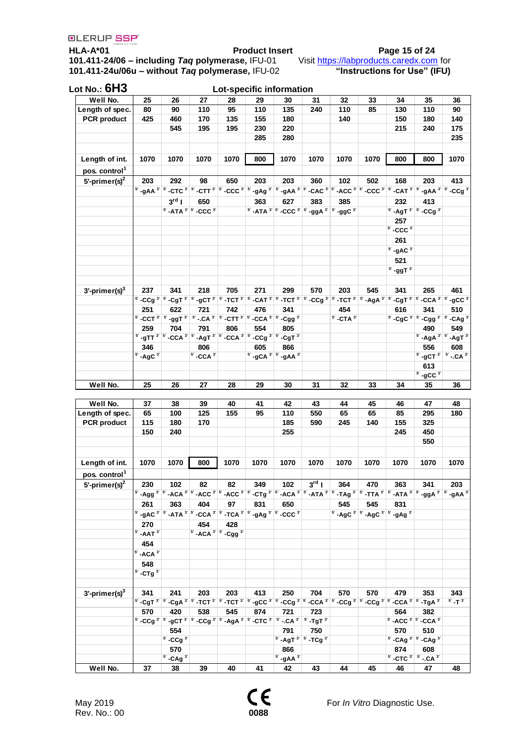**HLA-A*01** **Product Insert**
**101.411-24/06 – including *Taq* polymerase,** IFU-01 Visit https://labproducts.caredx.com for
**101.411-24u/06u – without *Taq* polymerase,** IFU-02 **"Instructions for Use" (IFU)**

**Lot No.: 6H3** **Lot-specific information**

| Well No. | 25 | 26 | 27 | 28 | 29 | 30 | 31 | 32 | 33 | 34 | 35 | 36 |
|---|---|---|---|---|---|---|---|---|---|---|---|---|
| Length of spec. | 80 | 90 | 110 | 95 | 110 | 135 | 240 | 110 | 85 | 130 | 110 | 90 |
| PCR product | 425 | 460 | 170 | 135 | 155 | 180 | | 140 | | 150 | 180 | 140 |
| | | 545 | 195 | 195 | 230 | 220 | | | | 215 | 240 | 175 |
| | | | | | 285 | 280 | | | | | | 235 |
| Length of int. pos. control[1] | 1070 | 1070 | 1070 | 1070 | 800 | 1070 | 1070 | 1070 | 1070 | 800 | 800 | 1070 |
| 5'-primer(s)[2] | 203 | 292 | 98 | 650 | 203 | 203 | 360 | 102 | 502 | 168 | 203 | 413 |
| | 5'-gAA 3' | 5'-CTC 3' | 5'-CTT 3' | 5'-CCC 3' | 5'-gAg 3' | 5'-gAA 3' | 5'-CAC 3' | 5'-ACC 3' | 5'-CCC 3' | 5'-CAT 3' | 5'-gAA 3' | 5'-CCg 3' |
| | | 3rd I | 650 | | 363 | 627 | 383 | 385 | | 232 | 413 | |
| | | 5'-ATA 3' | 5'-CCC 3' | | 5'-ATA 3' | 5'-CCC 3' | 5'-ggA 3' | 5'-ggC 3' | | 5'-AgT 3' | 5'-CCg 3' | |
| | | | | | | | | | | 257 | | |
| | | | | | | | | | | 5'-CCC 3' | | |
| | | | | | | | | | | 261 | | |
| | | | | | | | | | | 5'-gAC 3' | | |
| | | | | | | | | | | 521 | | |
| | | | | | | | | | | 5'-ggT 3' | | |
| 3'-primer(s)[3] | 237 | 341 | 218 | 705 | 271 | 299 | 570 | 203 | 545 | 341 | 265 | 461 |
| | 5'-CCg 3' | 5'-CgT 3' | 5'-gCT 3' | 5'-TCT 3' | 5'-CAT 3' | 5'-TCT 3' | 5'-CCg 3' | 5'-TCT 3' | 5'-AgA 3' | 5'-CgT 3' | 5'-CCA 3' | 5'-gCC 3' |
| | 251 | 622 | 721 | 742 | 476 | 341 | | 454 | | 616 | 341 | 510 |
| | 5'-CCT 3' | 5'-ggT 3' | 5'-.CA 3' | 5'-CTT 3' | 5'-CCA 3' | 5'-Cgg 3' | | 5'-CTA 3' | | 5'-CgC 3' | 5'-Cgg 3' | 5'-CAg 3' |
| | 259 | 704 | 791 | 806 | 554 | 805 | | | | | 490 | 549 |
| | 5'-gTT 3' | 5'-CCA 3' | 5'-AgT 3' | 5'-CCA 3' | 5'-CCg 3' | 5'-CgT 3' | | | | | 5'-AgA 3' | 5'-AgT 3' |
| | 346 | | 806 | | 605 | 866 | | | | | 556 | 608 |
| | 5'-AgC 3' | | 5'-CCA 3' | | 5'-gCA 3' | 5'-gAA 3' | | | | | 5'-gCT 3' | 5'-.CA 3' |
| | | | | | | | | | | | 613 | |
| | | | | | | | | | | | 5'-gCC 3' | |
| Well No. | 25 | 26 | 27 | 28 | 29 | 30 | 31 | 32 | 33 | 34 | 35 | 36 |

| Well No. | 37 | 38 | 39 | 40 | 41 | 42 | 43 | 44 | 45 | 46 | 47 | 48 |
|---|---|---|---|---|---|---|---|---|---|---|---|---|
| Length of spec. | 65 | 100 | 125 | 155 | 95 | 110 | 550 | 65 | 65 | 85 | 295 | 180 |
| PCR product | 115 | 180 | 170 | | | 185 | 590 | 245 | 140 | 155 | 325 | |
| | 150 | 240 | | | | 255 | | | | 245 | 450 | |
| | | | | | | | | | | | 550 | |
| Length of int. pos. control[1] | 1070 | 1070 | 800 | 1070 | 1070 | 1070 | 1070 | 1070 | 1070 | 1070 | 1070 | 1070 |
| 5'-primer(s)[2] | 230 | 102 | 82 | 82 | 349 | 102 | 3rd I | 364 | 470 | 363 | 341 | 203 |
| | 5'-Agg 3' | 5'-ACA 3' | 5'-ACC 3' | 5'-ACC 3' | 5'-CTg 3' | 5'-ACA 3' | 5'-ATA 3' | 5'-TAg 3' | 5'-TTA 3' | 5'-ATA 3' | 5'-ggA 3' | 5'-gAA 3' |
| | 261 | 363 | 404 | 97 | 831 | 650 | | 545 | 545 | 831 | | |
| | 5'-gAC 3' | 5'-ATA 3' | 5'-CCA 3' | 5'-TCA 3' | 5'-gAg 3' | 5'-CCC 3' | | 5'-AgC 3' | 5'-AgC 3' | 5'-gAg 3' | | |
| | 270 | | 454 | 428 | | | | | | | | |
| | 5'-AAT 3' | | 5'-ACA 3' | 5'-Cgg 3' | | | | | | | | |
| | 454 | | | | | | | | | | | |
| | 5'-ACA 3' | | | | | | | | | | | |
| | 548 | | | | | | | | | | | |
| | 5'-CTg 3' | | | | | | | | | | | |
| 3'-primer(s)[3] | 341 | 241 | 203 | 203 | 413 | 250 | 704 | 570 | 570 | 479 | 353 | 343 |
| | 5'-CgT 3' | 5'-CgA 3' | 5'-TCT 3' | 5'-TCT 3' | 5'-gCC 3' | 5'-CCg 3' | 5'-CCA 3' | 5'-CCg 3' | 5'-CCg 3' | 5'-CCA 3' | 5'-TgA 3' | 5'-T 3' |
| | 570 | 420 | 538 | 545 | 874 | 721 | 723 | | | 564 | 382 | |
| | 5'-CCg 3' | 5'-gCT 3' | 5'-CCg 3' | 5'-AgA 3' | 5'-CTC 3' | 5'-.CA 3' | 5'-TgT 3' | | | 5'-ACC 3' | 5'-CCA 3' | |
| | | 554 | | | | 791 | 750 | | | 570 | 510 | |
| | | 5'-CCg 3' | | | | 5'-AgT 3' | 5'-TCg 3' | | | 5'-CAg 3' | 5'-CAg 3' | |
| | | 570 | | | | 866 | | | | 874 | 608 | |
| | | 5'-CAg 3' | | | | 5'-gAA 3' | | | | 5'-CTC 3' | 5'-.CA 3' | |
| Well No. | 37 | 38 | 39 | 40 | 41 | 42 | 43 | 44 | 45 | 46 | 47 | 48 |

May 2019
Rev. No.: 00

CE 0088

For *In Vitro* Diagnostic Use.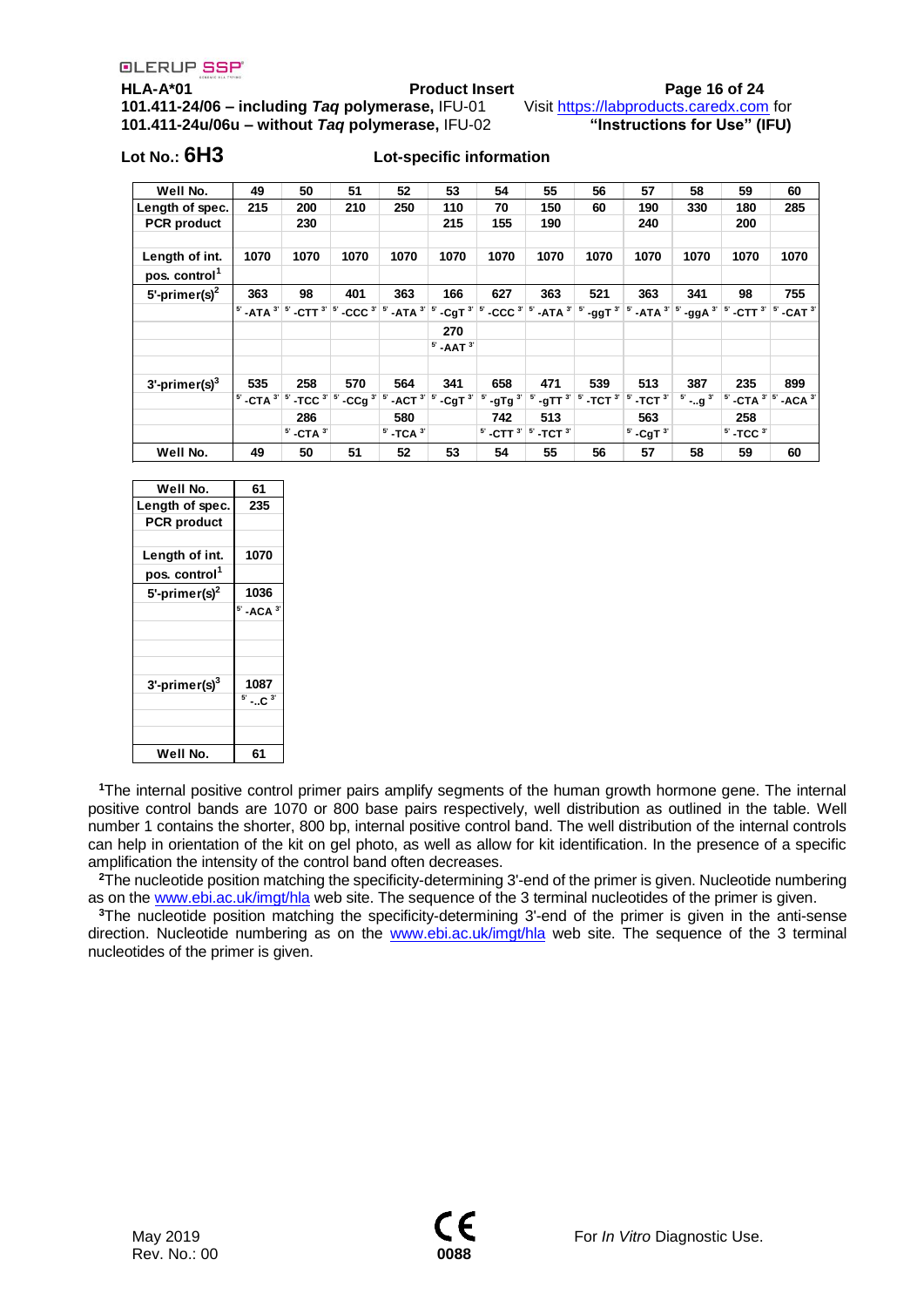HLA-A*01 **Product Insert**
**101.411-24/06 – including *Taq* polymerase,** IFU-01 Visit https://labproducts.caredx.com for
**101.411-24u/06u – without *Taq* polymerase,** IFU-02 **"Instructions for Use" (IFU)**

**Lot No.: 6H3** **Lot-specific information**

| Well No. | 49 | 50 | 51 | 52 | 53 | 54 | 55 | 56 | 57 | 58 | 59 | 60 |
|---|---|---|---|---|---|---|---|---|---|---|---|---|
| Length of spec. PCR product | 215 | 200<br>230 | 210 | 250 | 110<br>215 | 70<br>155 | 150<br>190 | 60 | 190<br>240 | 330 | 180<br>200 | 285 |
| Length of int. pos. control[1] | 1070 | 1070 | 1070 | 1070 | 1070 | 1070 | 1070 | 1070 | 1070 | 1070 | 1070 | 1070 |
| 5'-primer(s)[2] | 363<br>5'-ATA3' | 98<br>5'-CTT3' | 401<br>5'-CCC3' | 363<br>5'-ATA3' | 166<br>5'-CgT3'<br>270<br>5'-AAT3' | 627<br>5'-CCC3' | 363<br>5'-ATA3' | 521<br>5'-ggT3' | 363<br>5'-ATA3' | 341<br>5'-ggA3' | 98<br>5'-CTT3' | 755<br>5'-CAT3' |
| 3'-primer(s)[3] | 535<br>5'-CTA3' | 258<br>5'-TCC3'<br>286<br>5'-CTA3' | 570<br>5'-CCg3' | 564<br>5'-ACT3'<br>580<br>5'-TCA3' | 341<br>5'-CgT3' | 658<br>5'-gTg3'<br>742<br>5'-CTT3' | 471<br>5'-gTT3'<br>513<br>5'-TCT3' | 539<br>5'-TCT3' | 513<br>5'-TCT3'<br>563<br>5'-CgT3' | 387<br>5'-..g3' | 235<br>5'-CTA3'<br>258<br>5'-TCC3' | 899<br>5'-ACA3' |
| Well No. | 49 | 50 | 51 | 52 | 53 | 54 | 55 | 56 | 57 | 58 | 59 | 60 |

| Well No. | 61 |
|---|---|
| Length of spec. PCR product | 235 |
| Length of int. pos. control[1] | 1070 |
| 5'-primer(s)[2] | 1036<br>5'-ACA3' |
| 3'-primer(s)[3] | 1087<br>5'-..C3' |
| Well No. | 61 |

[1]The internal positive control primer pairs amplify segments of the human growth hormone gene. The internal positive control bands are 1070 or 800 base pairs respectively, well distribution as outlined in the table. Well number 1 contains the shorter, 800 bp, internal positive control band. The well distribution of the internal controls can help in orientation of the kit on gel photo, as well as allow for kit identification. In the presence of a specific amplification the intensity of the control band often decreases.

[2]The nucleotide position matching the specificity-determining 3'-end of the primer is given. Nucleotide numbering as on the www.ebi.ac.uk/imgt/hla web site. The sequence of the 3 terminal nucleotides of the primer is given.

[3]The nucleotide position matching the specificity-determining 3'-end of the primer is given in the anti-sense direction. Nucleotide numbering as on the www.ebi.ac.uk/imgt/hla web site. The sequence of the 3 terminal nucleotides of the primer is given.

May 2019
Rev. No.: 00

CE 0088

For *In Vitro* Diagnostic Use.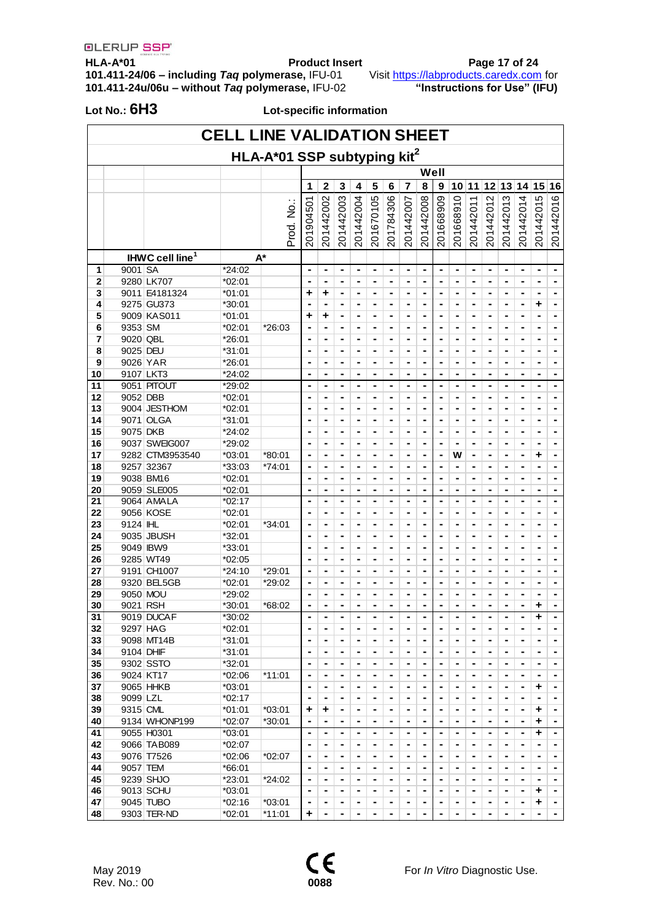**HLA-A*01** **Product Insert**
**101.411-24/06 – including *Taq* polymerase,** IFU-01 Visit https://labproducts.caredx.com for
**101.411-24u/06u – without *Taq* polymerase,** IFU-02 **"Instructions for Use" (IFU)**

**Lot No.: 6H3** **Lot-specific information**

# CELL LINE VALIDATION SHEET

## HLA-A*01 SSP subtyping kit[2]

| | | | | | Well | | | | | | | | | | | | | | | |
|---|---|---|---|---|---|---|---|---|---|---|---|---|---|---|---|---|---|---|---|---|
| | | | | | 1 | 2 | 3 | 4 | 5 | 6 | 7 | 8 | 9 | 10 | 11 | 12 | 13 | 14 | 15 | 16 |
| | | | | Prod. No.: | 201904501 | 201442002 | 201442003 | 201442004 | 201670105 | 201784306 | 201442007 | 201442008 | 201668909 | 201668910 | 201442011 | 201442012 | 201442013 | 201442014 | 201442015 | 201442016 |
| | IHWC cell line[1] | | A* | | | | | | | | | | | | | | | | | |
| 1 | 9001 | SA | *24:02 | | - | - | - | - | - | - | - | - | - | - | - | - | - | - | - | - |
| 2 | 9280 | LK707 | *02:01 | | - | - | - | - | - | - | - | - | - | - | - | - | - | - | - | - |
| 3 | 9011 | E4181324 | *01:01 | | + | + | - | - | - | - | - | - | - | - | - | - | - | - | - | - |
| 4 | 9275 | GU373 | *30:01 | | - | - | - | - | - | - | - | - | - | - | - | - | - | - | + | - |
| 5 | 9009 | KAS011 | *01:01 | | + | + | - | - | - | - | - | - | - | - | - | - | - | - | - | - |
| 6 | 9353 | SM | *02:01 | *26:03 | - | - | - | - | - | - | - | - | - | - | - | - | - | - | - | - |
| 7 | 9020 | QBL | *26:01 | | - | - | - | - | - | - | - | - | - | - | - | - | - | - | - | - |
| 8 | 9025 | DEU | *31:01 | | - | - | - | - | - | - | - | - | - | - | - | - | - | - | - | - |
| 9 | 9026 | YAR | *26:01 | | - | - | - | - | - | - | - | - | - | - | - | - | - | - | - | - |
| 10 | 9107 | LKT3 | *24:02 | | - | - | - | - | - | - | - | - | - | - | - | - | - | - | - | - |
| 11 | 9051 | PITOUT | *29:02 | | - | - | - | - | - | - | - | - | - | - | - | - | - | - | - | - |
| 12 | 9052 | DBB | *02:01 | | - | - | - | - | - | - | - | - | - | - | - | - | - | - | - | - |
| 13 | 9004 | JESTHOM | *02:01 | | - | - | - | - | - | - | - | - | - | - | - | - | - | - | - | - |
| 14 | 9071 | OLGA | *31:01 | | - | - | - | - | - | - | - | - | - | - | - | - | - | - | - | - |
| 15 | 9075 | DKB | *24:02 | | - | - | - | - | - | - | - | - | - | - | - | - | - | - | - | - |
| 16 | 9037 | SWEIG007 | *29:02 | | - | - | - | - | - | - | - | - | - | - | - | - | - | - | - | - |
| 17 | 9282 | CTM3953540 | *03:01 | *80:01 | - | - | - | - | - | - | - | - | - | W | - | - | - | - | + | - |
| 18 | 9257 | 32367 | *33:03 | *74:01 | - | - | - | - | - | - | - | - | - | - | - | - | - | - | - | - |
| 19 | 9038 | BM16 | *02:01 | | - | - | - | - | - | - | - | - | - | - | - | - | - | - | - | - |
| 20 | 9059 | SLE005 | *02:01 | | - | - | - | - | - | - | - | - | - | - | - | - | - | - | - | - |
| 21 | 9064 | AMALA | *02:17 | | - | - | - | - | - | - | - | - | - | - | - | - | - | - | - | - |
| 22 | 9056 | KOSE | *02:01 | | - | - | - | - | - | - | - | - | - | - | - | - | - | - | - | - |
| 23 | 9124 | IHL | *02:01 | *34:01 | - | - | - | - | - | - | - | - | - | - | - | - | - | - | - | - |
| 24 | 9035 | JBUSH | *32:01 | | - | - | - | - | - | - | - | - | - | - | - | - | - | - | - | - |
| 25 | 9049 | IBW9 | *33:01 | | - | - | - | - | - | - | - | - | - | - | - | - | - | - | - | - |
| 26 | 9285 | WT49 | *02:05 | | - | - | - | - | - | - | - | - | - | - | - | - | - | - | - | - |
| 27 | 9191 | CH1007 | *24:10 | *29:01 | - | - | - | - | - | - | - | - | - | - | - | - | - | - | - | - |
| 28 | 9320 | BEL5GB | *02:01 | *29:02 | - | - | - | - | - | - | - | - | - | - | - | - | - | - | - | - |
| 29 | 9050 | MOU | *29:02 | | - | - | - | - | - | - | - | - | - | - | - | - | - | - | - | - |
| 30 | 9021 | RSH | *30:01 | *68:02 | - | - | - | - | - | - | - | - | - | - | - | - | - | - | + | - |
| 31 | 9019 | DUCAF | *30:02 | | - | - | - | - | - | - | - | - | - | - | - | - | - | - | + | - |
| 32 | 9297 | HAG | *02:01 | | - | - | - | - | - | - | - | - | - | - | - | - | - | - | - | - |
| 33 | 9098 | MT14B | *31:01 | | - | - | - | - | - | - | - | - | - | - | - | - | - | - | - | - |
| 34 | 9104 | DHIF | *31:01 | | - | - | - | - | - | - | - | - | - | - | - | - | - | - | - | - |
| 35 | 9302 | SSTO | *32:01 | | - | - | - | - | - | - | - | - | - | - | - | - | - | - | - | - |
| 36 | 9024 | KT17 | *02:06 | *11:01 | - | - | - | - | - | - | - | - | - | - | - | - | - | - | - | - |
| 37 | 9065 | HHKB | *03:01 | | - | - | - | - | - | - | - | - | - | - | - | - | - | - | + | - |
| 38 | 9099 | LZL | *02:17 | | - | - | - | - | - | - | - | - | - | - | - | - | - | - | - | - |
| 39 | 9315 | CML | *01:01 | *03:01 | + | + | - | - | - | - | - | - | - | - | - | - | - | - | + | - |
| 40 | 9134 | WHONP199 | *02:07 | *30:01 | - | - | - | - | - | - | - | - | - | - | - | - | - | - | + | - |
| 41 | 9055 | H0301 | *03:01 | | - | - | - | - | - | - | - | - | - | - | - | - | - | - | + | - |
| 42 | 9066 | TAB089 | *02:07 | | - | - | - | - | - | - | - | - | - | - | - | - | - | - | - | - |
| 43 | 9076 | T7526 | *02:06 | *02:07 | - | - | - | - | - | - | - | - | - | - | - | - | - | - | - | - |
| 44 | 9057 | TEM | *66:01 | | - | - | - | - | - | - | - | - | - | - | - | - | - | - | - | - |
| 45 | 9239 | SHJO | *23:01 | *24:02 | - | - | - | - | - | - | - | - | - | - | - | - | - | - | - | - |
| 46 | 9013 | SCHU | *03:01 | | - | - | - | - | - | - | - | - | - | - | - | - | - | - | + | - |
| 47 | 9045 | TUBO | *02:16 | *03:01 | - | - | - | - | - | - | - | - | - | - | - | - | - | - | + | - |
| 48 | 9303 | TER-ND | *02:01 | *11:01 | + | - | - | - | - | - | - | - | - | - | - | - | - | - | - | - |

May 2019
Rev. No.: 00

CE 0088

For *In Vitro* Diagnostic Use.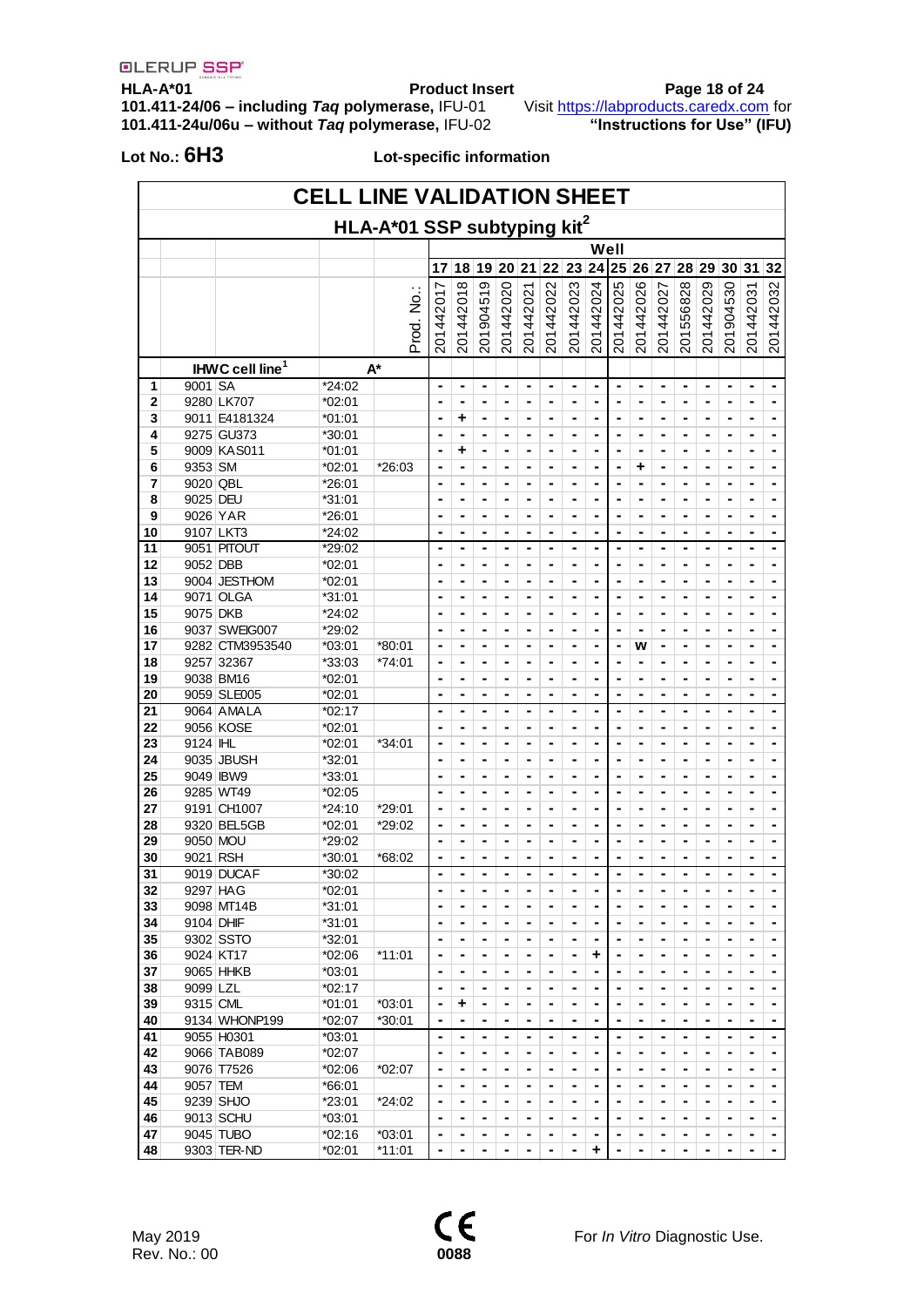Lot No.: **6H3** Lot-specific information

# CELL LINE VALIDATION SHEET

## HLA-A*01 SSP subtyping kit[2]

| | | | | | Well | | | | | | | | | | | | | | | |
|---|---|---|---|---|---|---|---|---|---|---|---|---|---|---|---|---|---|---|---|---|
| | | | | | 17 | 18 | 19 | 20 | 21 | 22 | 23 | 24 | 25 | 26 | 27 | 28 | 29 | 30 | 31 | 32 |
| | | | | Prod. No.: | 201442017 | 201442018 | 201904519 | 201442020 | 201442021 | 201442022 | 201442023 | 201442024 | 201442025 | 201442026 | 201442027 | 201556828 | 201442029 | 201904530 | 201442031 | 201442032 |
| | IHWC cell line[1] | | A* | | | | | | | | | | | | | | | | | |
| 1 | 9001 | SA | *24:02 | | - | - | - | - | - | - | - | - | - | - | - | - | - | - | - | - |
| 2 | 9280 | LK707 | *02:01 | | - | - | - | - | - | - | - | - | - | - | - | - | - | - | - | - |
| 3 | 9011 | E4181324 | *01:01 | | - | + | - | - | - | - | - | - | - | - | - | - | - | - | - | - |
| 4 | 9275 | GU373 | *30:01 | | - | - | - | - | - | - | - | - | - | - | - | - | - | - | - | - |
| 5 | 9009 | KAS011 | *01:01 | | - | + | - | - | - | - | - | - | - | - | - | - | - | - | - | - |
| 6 | 9353 | SM | *02:01 | *26:03 | - | - | - | - | - | - | - | - | - | + | - | - | - | - | - | - |
| 7 | 9020 | QBL | *26:01 | | - | - | - | - | - | - | - | - | - | - | - | - | - | - | - | - |
| 8 | 9025 | DEU | *31:01 | | - | - | - | - | - | - | - | - | - | - | - | - | - | - | - | - |
| 9 | 9026 | YAR | *26:01 | | - | - | - | - | - | - | - | - | - | - | - | - | - | - | - | - |
| 10 | 9107 | LKT3 | *24:02 | | - | - | - | - | - | - | - | - | - | - | - | - | - | - | - | - |
| 11 | 9051 | PITOUT | *29:02 | | - | - | - | - | - | - | - | - | - | - | - | - | - | - | - | - |
| 12 | 9052 | DBB | *02:01 | | - | - | - | - | - | - | - | - | - | - | - | - | - | - | - | - |
| 13 | 9004 | JESTHOM | *02:01 | | - | - | - | - | - | - | - | - | - | - | - | - | - | - | - | - |
| 14 | 9071 | OLGA | *31:01 | | - | - | - | - | - | - | - | - | - | - | - | - | - | - | - | - |
| 15 | 9075 | DKB | *24:02 | | - | - | - | - | - | - | - | - | - | - | - | - | - | - | - | - |
| 16 | 9037 | SWEIG007 | *29:02 | | - | - | - | - | - | - | - | - | - | - | - | - | - | - | - | - |
| 17 | 9282 | CTM3953540 | *03:01 | *80:01 | - | - | - | - | - | - | - | - | - | w | - | - | - | - | - | - |
| 18 | 9257 | 32367 | *33:03 | *74:01 | - | - | - | - | - | - | - | - | - | - | - | - | - | - | - | - |
| 19 | 9038 | BM16 | *02:01 | | - | - | - | - | - | - | - | - | - | - | - | - | - | - | - | - |
| 20 | 9059 | SLE005 | *02:01 | | - | - | - | - | - | - | - | - | - | - | - | - | - | - | - | - |
| 21 | 9064 | AMALA | *02:17 | | - | - | - | - | - | - | - | - | - | - | - | - | - | - | - | - |
| 22 | 9056 | KOSE | *02:01 | | - | - | - | - | - | - | - | - | - | - | - | - | - | - | - | - |
| 23 | 9124 | IHL | *02:01 | *34:01 | - | - | - | - | - | - | - | - | - | - | - | - | - | - | - | - |
| 24 | 9035 | JBUSH | *32:01 | | - | - | - | - | - | - | - | - | - | - | - | - | - | - | - | - |
| 25 | 9049 | IBW9 | *33:01 | | - | - | - | - | - | - | - | - | - | - | - | - | - | - | - | - |
| 26 | 9285 | WT49 | *02:05 | | - | - | - | - | - | - | - | - | - | - | - | - | - | - | - | - |
| 27 | 9191 | CH1007 | *24:10 | *29:01 | - | - | - | - | - | - | - | - | - | - | - | - | - | - | - | - |
| 28 | 9320 | BEL5GB | *02:01 | *29:02 | - | - | - | - | - | - | - | - | - | - | - | - | - | - | - | - |
| 29 | 9050 | MOU | *29:02 | | - | - | - | - | - | - | - | - | - | - | - | - | - | - | - | - |
| 30 | 9021 | RSH | *30:01 | *68:02 | - | - | - | - | - | - | - | - | - | - | - | - | - | - | - | - |
| 31 | 9019 | DUCAF | *30:02 | | - | - | - | - | - | - | - | - | - | - | - | - | - | - | - | - |
| 32 | 9297 | HAG | *02:01 | | - | - | - | - | - | - | - | - | - | - | - | - | - | - | - | - |
| 33 | 9098 | MT14B | *31:01 | | - | - | - | - | - | - | - | - | - | - | - | - | - | - | - | - |
| 34 | 9104 | DHIF | *31:01 | | - | - | - | - | - | - | - | - | - | - | - | - | - | - | - | - |
| 35 | 9302 | SSTO | *32:01 | | - | - | - | - | - | - | - | - | - | - | - | - | - | - | - | - |
| 36 | 9024 | KT17 | *02:06 | *11:01 | - | - | - | - | - | - | - | + | - | - | - | - | - | - | - | - |
| 37 | 9065 | HHKB | *03:01 | | - | - | - | - | - | - | - | - | - | - | - | - | - | - | - | - |
| 38 | 9099 | LZL | *02:17 | | - | - | - | - | - | - | - | - | - | - | - | - | - | - | - | - |
| 39 | 9315 | CML | *01:01 | *03:01 | - | + | - | - | - | - | - | - | - | - | - | - | - | - | - | - |
| 40 | 9134 | WHONP199 | *02:07 | *30:01 | - | - | - | - | - | - | - | - | - | - | - | - | - | - | - | - |
| 41 | 9055 | H0301 | *03:01 | | - | - | - | - | - | - | - | - | - | - | - | - | - | - | - | - |
| 42 | 9066 | TAB089 | *02:07 | | - | - | - | - | - | - | - | - | - | - | - | - | - | - | - | - |
| 43 | 9076 | T7526 | *02:06 | *02:07 | - | - | - | - | - | - | - | - | - | - | - | - | - | - | - | - |
| 44 | 9057 | TEM | *66:01 | | - | - | - | - | - | - | - | - | - | - | - | - | - | - | - | - |
| 45 | 9239 | SHJO | *23:01 | *24:02 | - | - | - | - | - | - | - | - | - | - | - | - | - | - | - | - |
| 46 | 9013 | SCHU | *03:01 | | - | - | - | - | - | - | - | - | - | - | - | - | - | - | - | - |
| 47 | 9045 | TUBO | *02:16 | *03:01 | - | - | - | - | - | - | - | - | - | - | - | - | - | - | - | - |
| 48 | 9303 | TER-ND | *02:01 | *11:01 | - | - | - | - | - | - | - | + | - | - | - | - | - | - | - | - |

May 2019
Rev. No.: 00

CE 0088

For *In Vitro* Diagnostic Use.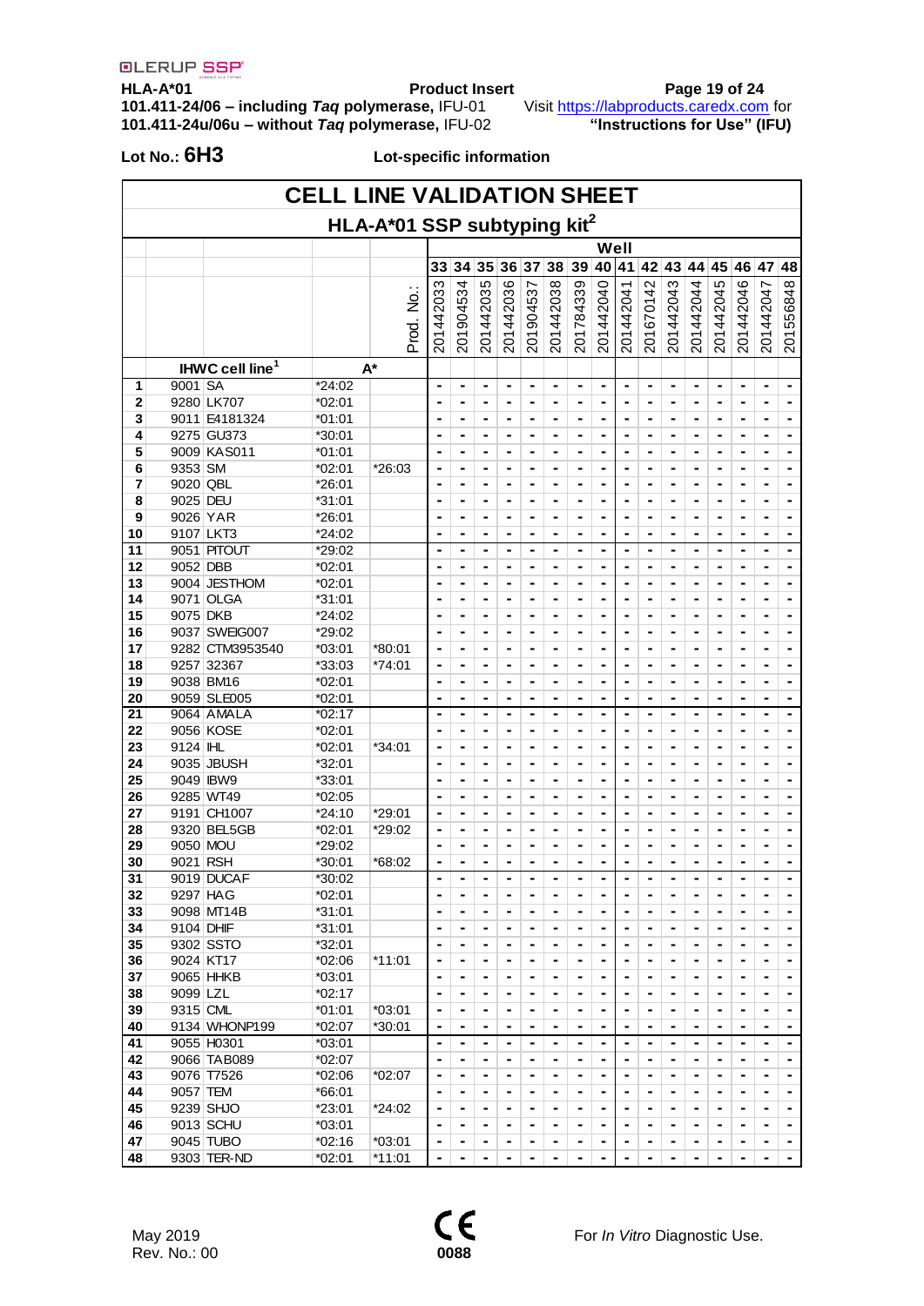HLA-A*01 | Product Insert | 
101.411-24/06 – including *Taq* polymerase, IFU-01 | Visit https://labproducts.caredx.com for
101.411-24u/06u – without *Taq* polymerase, IFU-02 | "Instructions for Use" (IFU)

**Lot No.: 6H3** **Lot-specific information**

# CELL LINE VALIDATION SHEET

## HLA-A*01 SSP subtyping kit[2]

| | IHWC cell line[1] | | A* | | 33 | 34 | 35 | 36 | 37 | 38 | 39 | 40 | 41 | 42 | 43 | 44 | 45 | 46 | 47 | 48 |
|---|---|---|---|---|---|---|---|---|---|---|---|---|---|---|---|---|---|---|---|---|
| | | | | Prod. No.: | 201442033 | 201904534 | 201442035 | 201442036 | 201904537 | 201442038 | 201784339 | 201442040 | 201442041 | 201670142 | 201442043 | 201442044 | 201442045 | 201442046 | 201442047 | 201556848 |
| 1 | 9001 | SA | *24:02 | | - | - | - | - | - | - | - | - | - | - | - | - | - | - | - | - |
| 2 | 9280 | LK707 | *02:01 | | - | - | - | - | - | - | - | - | - | - | - | - | - | - | - | - |
| 3 | 9011 | E4181324 | *01:01 | | - | - | - | - | - | - | - | - | - | - | - | - | - | - | - | - |
| 4 | 9275 | GU373 | *30:01 | | - | - | - | - | - | - | - | - | - | - | - | - | - | - | - | - |
| 5 | 9009 | KAS011 | *01:01 | | - | - | - | - | - | - | - | - | - | - | - | - | - | - | - | - |
| 6 | 9353 | SM | *02:01 | *26:03 | - | - | - | - | - | - | - | - | - | - | - | - | - | - | - | - |
| 7 | 9020 | QBL | *26:01 | | - | - | - | - | - | - | - | - | - | - | - | - | - | - | - | - |
| 8 | 9025 | DEU | *31:01 | | - | - | - | - | - | - | - | - | - | - | - | - | - | - | - | - |
| 9 | 9026 | YAR | *26:01 | | - | - | - | - | - | - | - | - | - | - | - | - | - | - | - | - |
| 10 | 9107 | LKT3 | *24:02 | | - | - | - | - | - | - | - | - | - | - | - | - | - | - | - | - |
| 11 | 9051 | PITOUT | *29:02 | | - | - | - | - | - | - | - | - | - | - | - | - | - | - | - | - |
| 12 | 9052 | DBB | *02:01 | | - | - | - | - | - | - | - | - | - | - | - | - | - | - | - | - |
| 13 | 9004 | JESTHOM | *02:01 | | - | - | - | - | - | - | - | - | - | - | - | - | - | - | - | - |
| 14 | 9071 | OLGA | *31:01 | | - | - | - | - | - | - | - | - | - | - | - | - | - | - | - | - |
| 15 | 9075 | DKB | *24:02 | | - | - | - | - | - | - | - | - | - | - | - | - | - | - | - | - |
| 16 | 9037 | SWEIG007 | *29:02 | | - | - | - | - | - | - | - | - | - | - | - | - | - | - | - | - |
| 17 | 9282 | CTM3953540 | *03:01 | *80:01 | - | - | - | - | - | - | - | - | - | - | - | - | - | - | - | - |
| 18 | 9257 | 32367 | *33:03 | *74:01 | - | - | - | - | - | - | - | - | - | - | - | - | - | - | - | - |
| 19 | 9038 | BM16 | *02:01 | | - | - | - | - | - | - | - | - | - | - | - | - | - | - | - | - |
| 20 | 9059 | SLE005 | *02:01 | | - | - | - | - | - | - | - | - | - | - | - | - | - | - | - | - |
| 21 | 9064 | AMALA | *02:17 | | - | - | - | - | - | - | - | - | - | - | - | - | - | - | - | - |
| 22 | 9056 | KOSE | *02:01 | | - | - | - | - | - | - | - | - | - | - | - | - | - | - | - | - |
| 23 | 9124 | IHL | *02:01 | *34:01 | - | - | - | - | - | - | - | - | - | - | - | - | - | - | - | - |
| 24 | 9035 | JBUSH | *32:01 | | - | - | - | - | - | - | - | - | - | - | - | - | - | - | - | - |
| 25 | 9049 | IBW9 | *33:01 | | - | - | - | - | - | - | - | - | - | - | - | - | - | - | - | - |
| 26 | 9285 | WT49 | *02:05 | | - | - | - | - | - | - | - | - | - | - | - | - | - | - | - | - |
| 27 | 9191 | CH1007 | *24:10 | *29:01 | - | - | - | - | - | - | - | - | - | - | - | - | - | - | - | - |
| 28 | 9320 | BEL5GB | *02:01 | *29:02 | - | - | - | - | - | - | - | - | - | - | - | - | - | - | - | - |
| 29 | 9050 | MOU | *29:02 | | - | - | - | - | - | - | - | - | - | - | - | - | - | - | - | - |
| 30 | 9021 | RSH | *30:01 | *68:02 | - | - | - | - | - | - | - | - | - | - | - | - | - | - | - | - |
| 31 | 9019 | DUCAF | *30:02 | | - | - | - | - | - | - | - | - | - | - | - | - | - | - | - | - |
| 32 | 9297 | HAG | *02:01 | | - | - | - | - | - | - | - | - | - | - | - | - | - | - | - | - |
| 33 | 9098 | MT14B | *31:01 | | - | - | - | - | - | - | - | - | - | - | - | - | - | - | - | - |
| 34 | 9104 | DHIF | *31:01 | | - | - | - | - | - | - | - | - | - | - | - | - | - | - | - | - |
| 35 | 9302 | SSTO | *32:01 | | - | - | - | - | - | - | - | - | - | - | - | - | - | - | - | - |
| 36 | 9024 | KT17 | *02:06 | *11:01 | - | - | - | - | - | - | - | - | - | - | - | - | - | - | - | - |
| 37 | 9065 | HHKB | *03:01 | | - | - | - | - | - | - | - | - | - | - | - | - | - | - | - | - |
| 38 | 9099 | LZL | *02:17 | | - | - | - | - | - | - | - | - | - | - | - | - | - | - | - | - |
| 39 | 9315 | CML | *01:01 | *03:01 | - | - | - | - | - | - | - | - | - | - | - | - | - | - | - | - |
| 40 | 9134 | WHONP199 | *02:07 | *30:01 | - | - | - | - | - | - | - | - | - | - | - | - | - | - | - | - |
| 41 | 9055 | H0301 | *03:01 | | - | - | - | - | - | - | - | - | - | - | - | - | - | - | - | - |
| 42 | 9066 | TAB089 | *02:07 | | - | - | - | - | - | - | - | - | - | - | - | - | - | - | - | - |
| 43 | 9076 | T7526 | *02:06 | *02:07 | - | - | - | - | - | - | - | - | - | - | - | - | - | - | - | - |
| 44 | 9057 | TEM | *66:01 | | - | - | - | - | - | - | - | - | - | - | - | - | - | - | - | - |
| 45 | 9239 | SHJO | *23:01 | *24:02 | - | - | - | - | - | - | - | - | - | - | - | - | - | - | - | - |
| 46 | 9013 | SCHU | *03:01 | | - | - | - | - | - | - | - | - | - | - | - | - | - | - | - | - |
| 47 | 9045 | TUBO | *02:16 | *03:01 | - | - | - | - | - | - | - | - | - | - | - | - | - | - | - | - |
| 48 | 9303 | TER-ND | *02:01 | *11:01 | - | - | - | - | - | - | - | - | - | - | - | - | - | - | - | - |

May 2019
Rev. No.: 00

0088

For *In Vitro* Diagnostic Use.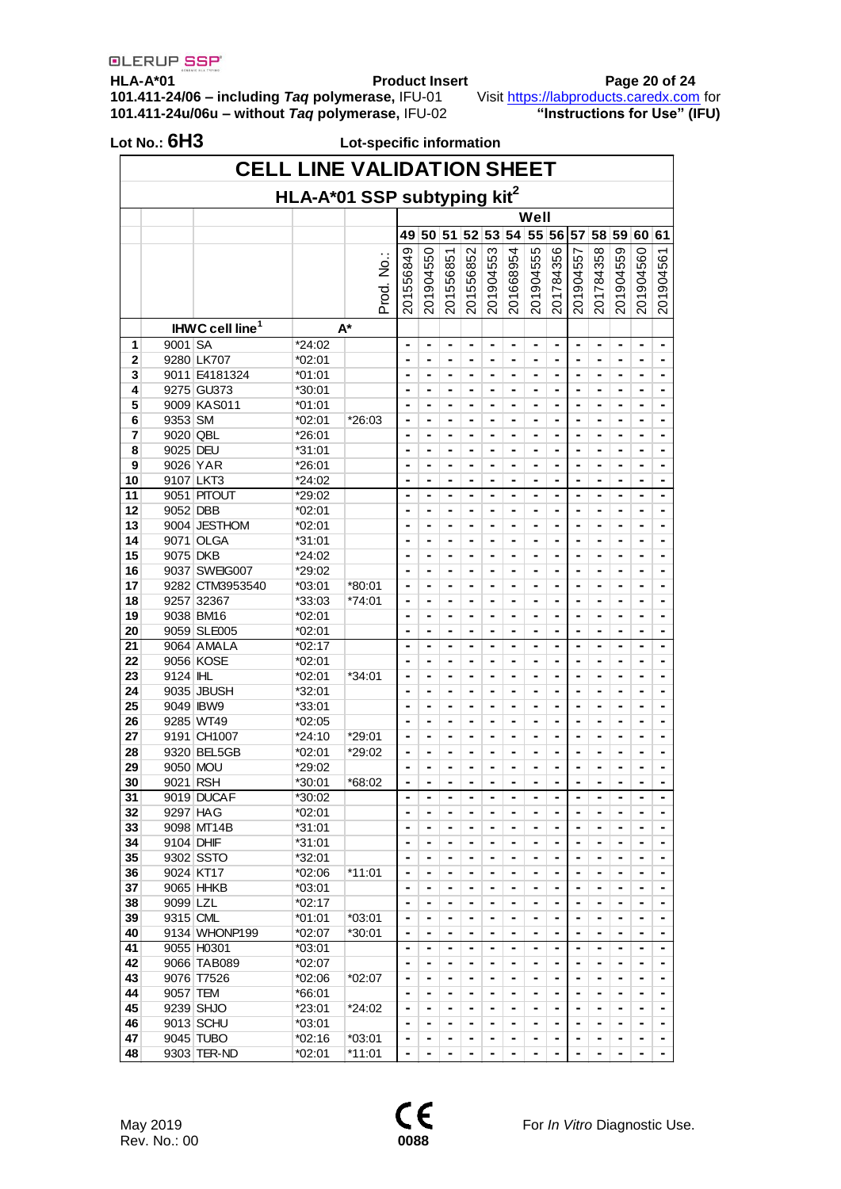**Lot No.: 6H3** **Lot-specific information**

# CELL LINE VALIDATION SHEET

## HLA-A*01 SSP subtyping kit[2]

| | IHWC cell line[1] | | A* | | 49 | 50 | 51 | 52 | 53 | 54 | 55 | 56 | 57 | 58 | 59 | 60 | 61 |
|---|---|---|---|---|---|---|---|---|---|---|---|---|---|---|---|---|---|
| | | | | Prod. No.: | 201556849 | 201904550 | 201556851 | 201556852 | 201904553 | 201668954 | 201904555 | 201784356 | 201904557 | 201784358 | 201904559 | 201904560 | 201904561 |
| 1 | 9001 | SA | *24:02 | | - | - | - | - | - | - | - | - | - | - | - | - | - |
| 2 | 9280 | LK707 | *02:01 | | - | - | - | - | - | - | - | - | - | - | - | - | - |
| 3 | 9011 | E4181324 | *01:01 | | - | - | - | - | - | - | - | - | - | - | - | - | - |
| 4 | 9275 | GU373 | *30:01 | | - | - | - | - | - | - | - | - | - | - | - | - | - |
| 5 | 9009 | KAS011 | *01:01 | | - | - | - | - | - | - | - | - | - | - | - | - | - |
| 6 | 9353 | SM | *02:01 | *26:03 | - | - | - | - | - | - | - | - | - | - | - | - | - |
| 7 | 9020 | QBL | *26:01 | | - | - | - | - | - | - | - | - | - | - | - | - | - |
| 8 | 9025 | DEU | *31:01 | | - | - | - | - | - | - | - | - | - | - | - | - | - |
| 9 | 9026 | YAR | *26:01 | | - | - | - | - | - | - | - | - | - | - | - | - | - |
| 10 | 9107 | LKT3 | *24:02 | | - | - | - | - | - | - | - | - | - | - | - | - | - |
| 11 | 9051 | PITOUT | *29:02 | | - | - | - | - | - | - | - | - | - | - | - | - | - |
| 12 | 9052 | DBB | *02:01 | | - | - | - | - | - | - | - | - | - | - | - | - | - |
| 13 | 9004 | JESTHOM | *02:01 | | - | - | - | - | - | - | - | - | - | - | - | - | - |
| 14 | 9071 | OLGA | *31:01 | | - | - | - | - | - | - | - | - | - | - | - | - | - |
| 15 | 9075 | DKB | *24:02 | | - | - | - | - | - | - | - | - | - | - | - | - | - |
| 16 | 9037 | SWEIG007 | *29:02 | | - | - | - | - | - | - | - | - | - | - | - | - | - |
| 17 | 9282 | CTM3953540 | *03:01 | *80:01 | - | - | - | - | - | - | - | - | - | - | - | - | - |
| 18 | 9257 | 32367 | *33:03 | *74:01 | - | - | - | - | - | - | - | - | - | - | - | - | - |
| 19 | 9038 | BM16 | *02:01 | | - | - | - | - | - | - | - | - | - | - | - | - | - |
| 20 | 9059 | SLE005 | *02:01 | | - | - | - | - | - | - | - | - | - | - | - | - | - |
| 21 | 9064 | AMALA | *02:17 | | - | - | - | - | - | - | - | - | - | - | - | - | - |
| 22 | 9056 | KOSE | *02:01 | | - | - | - | - | - | - | - | - | - | - | - | - | - |
| 23 | 9124 | IHL | *02:01 | *34:01 | - | - | - | - | - | - | - | - | - | - | - | - | - |
| 24 | 9035 | JBUSH | *32:01 | | - | - | - | - | - | - | - | - | - | - | - | - | - |
| 25 | 9049 | IBW9 | *33:01 | | - | - | - | - | - | - | - | - | - | - | - | - | - |
| 26 | 9285 | WT49 | *02:05 | | - | - | - | - | - | - | - | - | - | - | - | - | - |
| 27 | 9191 | CH1007 | *24:10 | *29:01 | - | - | - | - | - | - | - | - | - | - | - | - | - |
| 28 | 9320 | BEL5GB | *02:01 | *29:02 | - | - | - | - | - | - | - | - | - | - | - | - | - |
| 29 | 9050 | MOU | *29:02 | | - | - | - | - | - | - | - | - | - | - | - | - | - |
| 30 | 9021 | RSH | *30:01 | *68:02 | - | - | - | - | - | - | - | - | - | - | - | - | - |
| 31 | 9019 | DUCAF | *30:02 | | - | - | - | - | - | - | - | - | - | - | - | - | - |
| 32 | 9297 | HAG | *02:01 | | - | - | - | - | - | - | - | - | - | - | - | - | - |
| 33 | 9098 | MT14B | *31:01 | | - | - | - | - | - | - | - | - | - | - | - | - | - |
| 34 | 9104 | DHIF | *31:01 | | - | - | - | - | - | - | - | - | - | - | - | - | - |
| 35 | 9302 | SSTO | *32:01 | | - | - | - | - | - | - | - | - | - | - | - | - | - |
| 36 | 9024 | KT17 | *02:06 | *11:01 | - | - | - | - | - | - | - | - | - | - | - | - | - |
| 37 | 9065 | HHKB | *03:01 | | - | - | - | - | - | - | - | - | - | - | - | - | - |
| 38 | 9099 | LZL | *02:17 | | - | - | - | - | - | - | - | - | - | - | - | - | - |
| 39 | 9315 | CML | *01:01 | *03:01 | - | - | - | - | - | - | - | - | - | - | - | - | - |
| 40 | 9134 | WHONP199 | *02:07 | *30:01 | - | - | - | - | - | - | - | - | - | - | - | - | - |
| 41 | 9055 | H0301 | *03:01 | | - | - | - | - | - | - | - | - | - | - | - | - | - |
| 42 | 9066 | TAB089 | *02:07 | | - | - | - | - | - | - | - | - | - | - | - | - | - |
| 43 | 9076 | T7526 | *02:06 | *02:07 | - | - | - | - | - | - | - | - | - | - | - | - | - |
| 44 | 9057 | TEM | *66:01 | | - | - | - | - | - | - | - | - | - | - | - | - | - |
| 45 | 9239 | SHJO | *23:01 | *24:02 | - | - | - | - | - | - | - | - | - | - | - | - | - |
| 46 | 9013 | SCHU | *03:01 | | - | - | - | - | - | - | - | - | - | - | - | - | - |
| 47 | 9045 | TUBO | *02:16 | *03:01 | - | - | - | - | - | - | - | - | - | - | - | - | - |
| 48 | 9303 | TER-ND | *02:01 | *11:01 | - | - | - | - | - | - | - | - | - | - | - | - | - |

May 2019
Rev. No.: 00

0088

For *In Vitro* Diagnostic Use.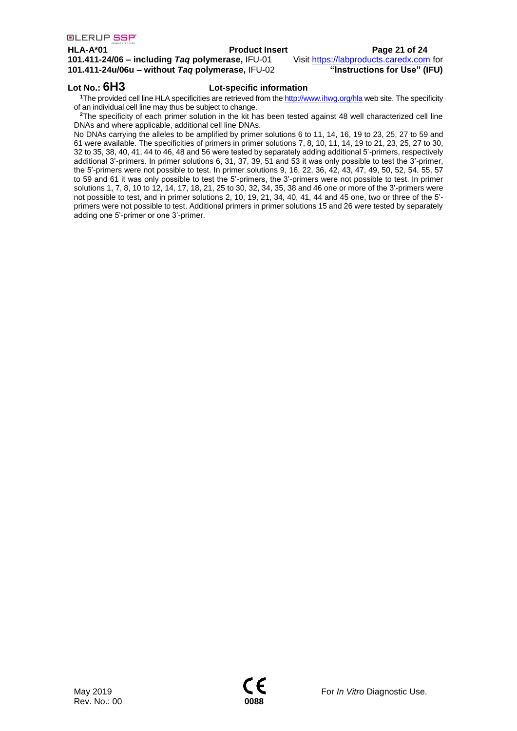**Lot No.: 6H3** **Lot-specific information**

[1]The provided cell line HLA specificities are retrieved from the http://www.ihwg.org/hla web site. The specificity of an individual cell line may thus be subject to change.

[2]The specificity of each primer solution in the kit has been tested against 48 well characterized cell line DNAs and where applicable, additional cell line DNAs.

No DNAs carrying the alleles to be amplified by primer solutions 6 to 11, 14, 16, 19 to 23, 25, 27 to 59 and 61 were available. The specificities of primers in primer solutions 7, 8, 10, 11, 14, 19 to 21, 23, 25, 27 to 30, 32 to 35, 38, 40, 41, 44 to 46, 48 and 56 were tested by separately adding additional 5'-primers, respectively additional 3'-primers. In primer solutions 6, 31, 37, 39, 51 and 53 it was only possible to test the 3'-primer, the 5'-primers were not possible to test. In primer solutions 9, 16, 22, 36, 42, 43, 47, 49, 50, 52, 54, 55, 57 to 59 and 61 it was only possible to test the 5'-primers, the 3'-primers were not possible to test. In primer solutions 1, 7, 8, 10 to 12, 14, 17, 18, 21, 25 to 30, 32, 34, 35, 38 and 46 one or more of the 3'-primers were not possible to test, and in primer solutions 2, 10, 19, 21, 34, 40, 41, 44 and 45 one, two or three of the 5'-primers were not possible to test. Additional primers in primer solutions 15 and 26 were tested by separately adding one 5'-primer or one 3'-primer.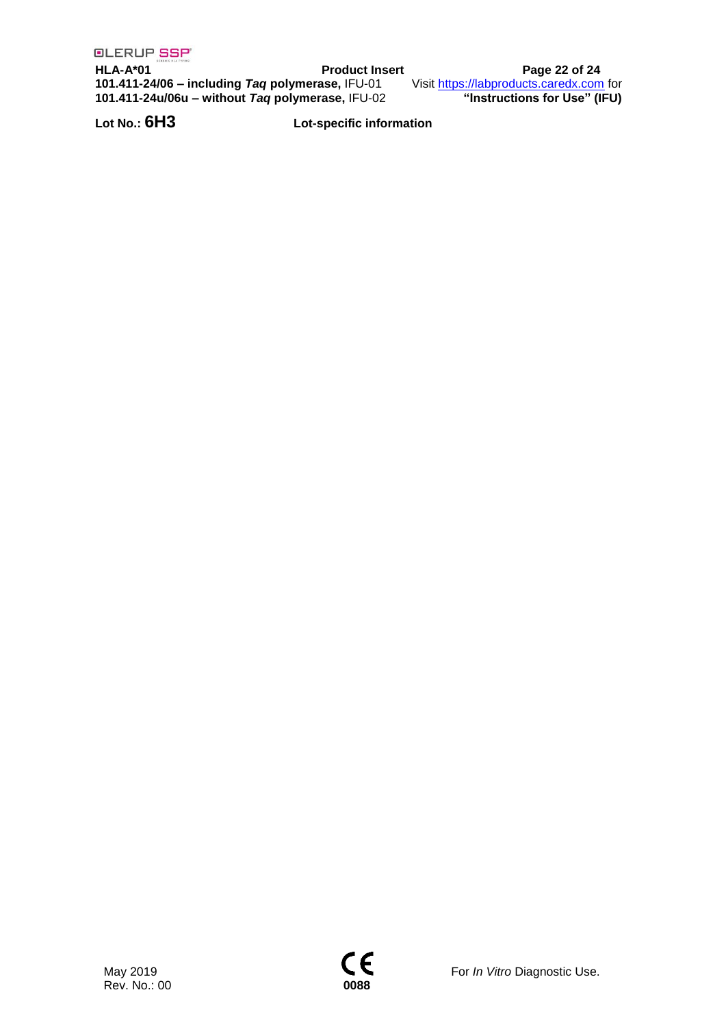**Lot No.: 6H3** **Lot-specific information**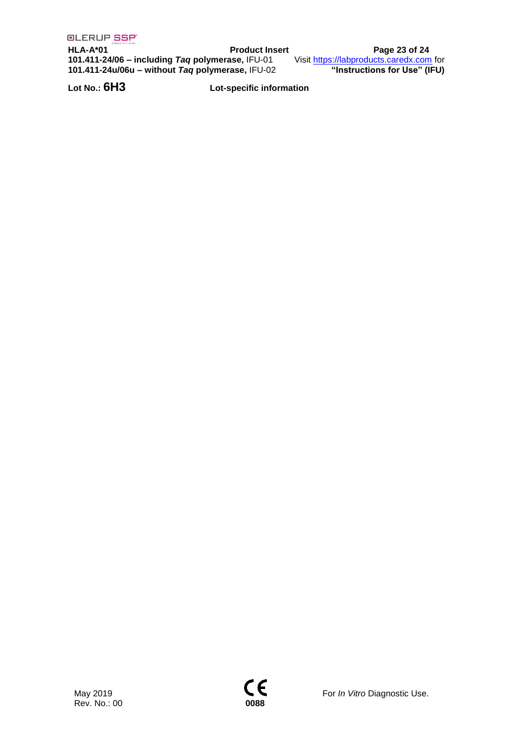Lot No.: **6H3** **Lot-specific information**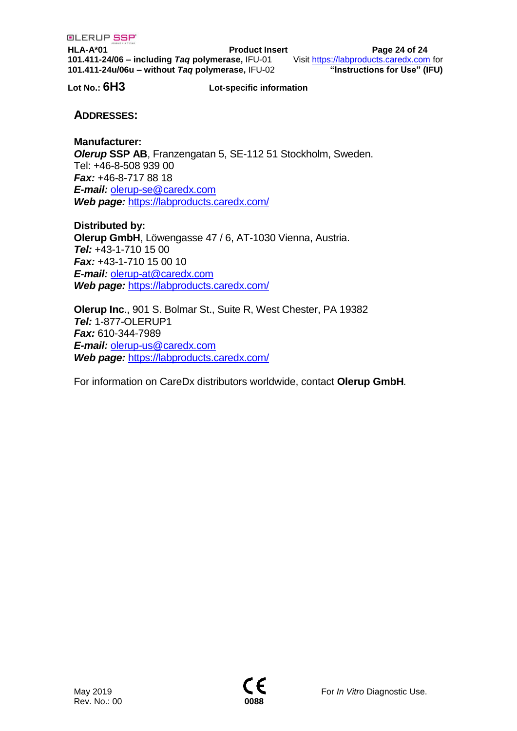## ADDRESSES:

**Manufacturer:**
***Olerup* SSP AB**, Franzengatan 5, SE-112 51 Stockholm, Sweden.
Tel: +46-8-508 939 00
***Fax:*** +46-8-717 88 18
***E-mail:*** olerup-se@caredx.com
***Web page:*** https://labproducts.caredx.com/

**Distributed by:**
**Olerup GmbH**, Löwengasse 47 / 6, AT-1030 Vienna, Austria.
***Tel:*** +43-1-710 15 00
***Fax:*** +43-1-710 15 00 10
***E-mail:*** olerup-at@caredx.com
***Web page:*** https://labproducts.caredx.com/

**Olerup Inc**., 901 S. Bolmar St., Suite R, West Chester, PA 19382
***Tel:*** 1-877-OLERUP1
***Fax:*** 610-344-7989
***E-mail:*** olerup-us@caredx.com
***Web page:*** https://labproducts.caredx.com/

For information on CareDx distributors worldwide, contact **Olerup GmbH***.*